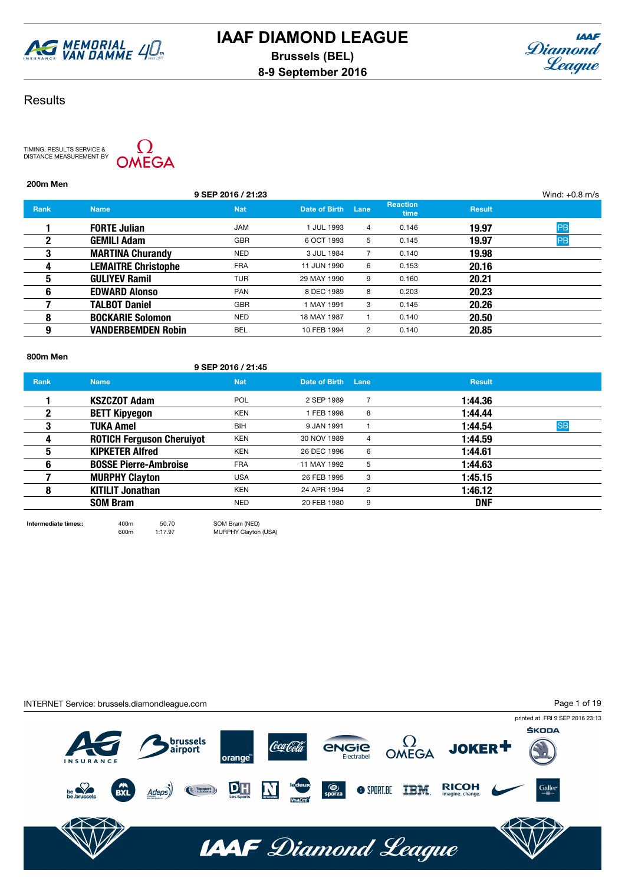# IAAF DIAMOND LEAGUE

**Brussels (BEL)**

**8-9 September 2016**

## Results

TIMING, RESULTS SERVICE & DISTANCE MEASUREMENT BY OMEGA

### 200m Men

9 SEP 2016 / 21:23 — Wind: +0.8 m/s

| Rank | Name | Nat | Date of Birth | Lane | Reaction time | Result | |
|---|---|---|---|---|---|---|---|
| 1 | FORTE Julian | JAM | 1 JUL 1993 | 4 | 0.146 | 19.97 | PB |
| 2 | GEMILI Adam | GBR | 6 OCT 1993 | 5 | 0.145 | 19.97 | PB |
| 3 | MARTINA Churandy | NED | 3 JUL 1984 | 7 | 0.140 | 19.98 | |
| 4 | LEMAITRE Christophe | FRA | 11 JUN 1990 | 6 | 0.153 | 20.16 | |
| 5 | GULIYEV Ramil | TUR | 29 MAY 1990 | 9 | 0.160 | 20.21 | |
| 6 | EDWARD Alonso | PAN | 8 DEC 1989 | 8 | 0.203 | 20.23 | |
| 7 | TALBOT Daniel | GBR | 1 MAY 1991 | 3 | 0.145 | 20.26 | |
| 8 | BOCKARIE Solomon | NED | 18 MAY 1987 | 1 | 0.140 | 20.50 | |
| 9 | VANDERBEMDEN Robin | BEL | 10 FEB 1994 | 2 | 0.140 | 20.85 | |

### 800m Men

9 SEP 2016 / 21:45

| Rank | Name | Nat | Date of Birth | Lane | Result | |
|---|---|---|---|---|---|---|
| 1 | KSZCZOT Adam | POL | 2 SEP 1989 | 7 | 1:44.36 | |
| 2 | BETT Kipyegon | KEN | 1 FEB 1998 | 8 | 1:44.44 | |
| 3 | TUKA Amel | BIH | 9 JAN 1991 | 1 | 1:44.54 | SB |
| 4 | ROTICH Ferguson Cheruiyot | KEN | 30 NOV 1989 | 4 | 1:44.59 | |
| 5 | KIPKETER Alfred | KEN | 26 DEC 1996 | 6 | 1:44.61 | |
| 6 | BOSSE Pierre-Ambroise | FRA | 11 MAY 1992 | 5 | 1:44.63 | |
| 7 | MURPHY Clayton | USA | 26 FEB 1995 | 3 | 1:45.15 | |
| 8 | KITILIT Jonathan | KEN | 24 APR 1994 | 2 | 1:46.12 | |
| | SOM Bram | NED | 20 FEB 1980 | 9 | DNF | |

**Intermediate times::**

| | | |
|---|---|---|
| 400m | 50.70 | SOM Bram (NED) |
| 600m | 1:17.97 | MURPHY Clayton (USA) |

INTERNET Service: brussels.diamondleague.com

printed at FRI 9 SEP 2016 23:13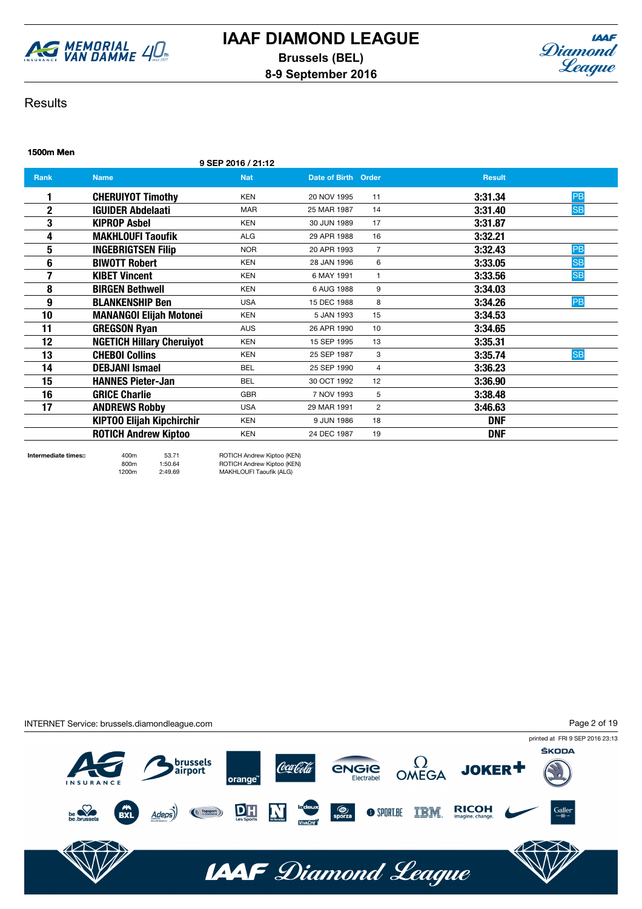# IAAF DIAMOND LEAGUE

**Brussels (BEL)**

**8-9 September 2016**

## Results

### 1500m Men

9 SEP 2016 / 21:12

| Rank | Name | Nat | Date of Birth | Order | Result | |
|---|---|---|---|---|---|---|
| 1 | CHERUIYOT Timothy | KEN | 20 NOV 1995 | 11 | 3:31.34 | PB |
| 2 | IGUIDER Abdelaati | MAR | 25 MAR 1987 | 14 | 3:31.40 | SB |
| 3 | KIPROP Asbel | KEN | 30 JUN 1989 | 17 | 3:31.87 | |
| 4 | MAKHLOUFI Taoufik | ALG | 29 APR 1988 | 16 | 3:32.21 | |
| 5 | INGEBRIGTSEN Filip | NOR | 20 APR 1993 | 7 | 3:32.43 | PB |
| 6 | BIWOTT Robert | KEN | 28 JAN 1996 | 6 | 3:33.05 | SB |
| 7 | KIBET Vincent | KEN | 6 MAY 1991 | 1 | 3:33.56 | SB |
| 8 | BIRGEN Bethwell | KEN | 6 AUG 1988 | 9 | 3:34.03 | |
| 9 | BLANKENSHIP Ben | USA | 15 DEC 1988 | 8 | 3:34.26 | PB |
| 10 | MANANGOI Elijah Motonei | KEN | 5 JAN 1993 | 15 | 3:34.53 | |
| 11 | GREGSON Ryan | AUS | 26 APR 1990 | 10 | 3:34.65 | |
| 12 | NGETICH Hillary Cheruiyot | KEN | 15 SEP 1995 | 13 | 3:35.31 | |
| 13 | CHEBOI Collins | KEN | 25 SEP 1987 | 3 | 3:35.74 | SB |
| 14 | DEBJANI Ismael | BEL | 25 SEP 1990 | 4 | 3:36.23 | |
| 15 | HANNES Pieter-Jan | BEL | 30 OCT 1992 | 12 | 3:36.90 | |
| 16 | GRICE Charlie | GBR | 7 NOV 1993 | 5 | 3:38.48 | |
| 17 | ANDREWS Robby | USA | 29 MAR 1991 | 2 | 3:46.63 | |
| | KIPTOO Elijah Kipchirchir | KEN | 9 JUN 1986 | 18 | DNF | |
| | ROTICH Andrew Kiptoo | KEN | 24 DEC 1987 | 19 | DNF | |

Intermediate times::

| | | |
|---|---|---|
| 400m | 53.71 | ROTICH Andrew Kiptoo (KEN) |
| 800m | 1:50.64 | ROTICH Andrew Kiptoo (KEN) |
| 1200m | 2:49.69 | MAKHLOUFI Taoufik (ALG) |

INTERNET Service: brussels.diamondleague.com

printed at FRI 9 SEP 2016 23:13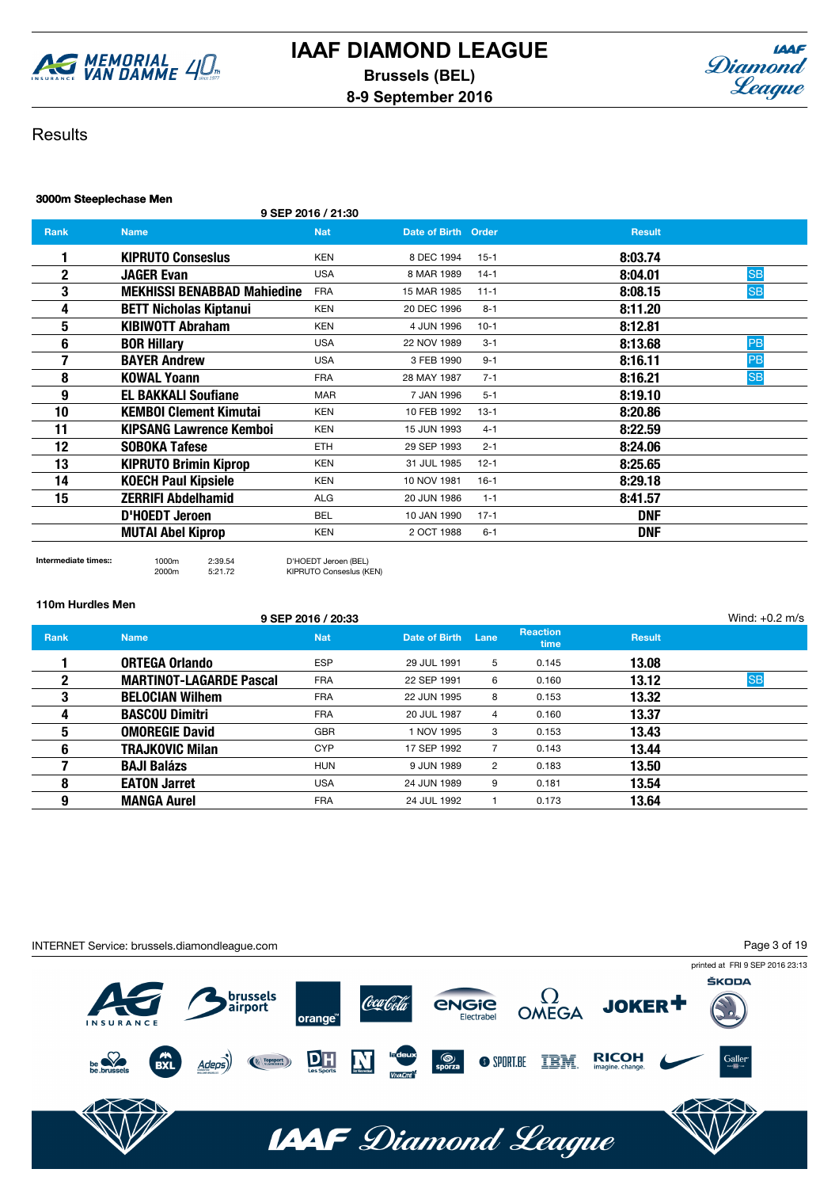# IAAF DIAMOND LEAGUE

**Brussels (BEL)**

**8-9 September 2016**

## Results

### 3000m Steeplechase Men

9 SEP 2016 / 21:30

| Rank | Name | Nat | Date of Birth | Order | Result | |
|---|---|---|---|---|---|---|
| 1 | **KIPRUTO Conseslus** | KEN | 8 DEC 1994 | 15-1 | **8:03.74** | |
| 2 | **JAGER Evan** | USA | 8 MAR 1989 | 14-1 | **8:04.01** | SB |
| 3 | **MEKHISSI BENABBAD Mahiedine** | FRA | 15 MAR 1985 | 11-1 | **8:08.15** | SB |
| 4 | **BETT Nicholas Kiptanui** | KEN | 20 DEC 1996 | 8-1 | **8:11.20** | |
| 5 | **KIBIWOTT Abraham** | KEN | 4 JUN 1996 | 10-1 | **8:12.81** | |
| 6 | **BOR Hillary** | USA | 22 NOV 1989 | 3-1 | **8:13.68** | PB |
| 7 | **BAYER Andrew** | USA | 3 FEB 1990 | 9-1 | **8:16.11** | PB |
| 8 | **KOWAL Yoann** | FRA | 28 MAY 1987 | 7-1 | **8:16.21** | SB |
| 9 | **EL BAKKALI Soufiane** | MAR | 7 JAN 1996 | 5-1 | **8:19.10** | |
| 10 | **KEMBOI Clement Kimutai** | KEN | 10 FEB 1992 | 13-1 | **8:20.86** | |
| 11 | **KIPSANG Lawrence Kemboi** | KEN | 15 JUN 1993 | 4-1 | **8:22.59** | |
| 12 | **SOBOKA Tafese** | ETH | 29 SEP 1993 | 2-1 | **8:24.06** | |
| 13 | **KIPRUTO Brimin Kiprop** | KEN | 31 JUL 1985 | 12-1 | **8:25.65** | |
| 14 | **KOECH Paul Kipsiele** | KEN | 10 NOV 1981 | 16-1 | **8:29.18** | |
| 15 | **ZERRIFI Abdelhamid** | ALG | 20 JUN 1986 | 1-1 | **8:41.57** | |
| | **D'HOEDT Jeroen** | BEL | 10 JAN 1990 | 17-1 | **DNF** | |
| | **MUTAI Abel Kiprop** | KEN | 2 OCT 1988 | 6-1 | **DNF** | |

**Intermediate times::**

| | | |
|---|---|---|
| 1000m | 2:39.54 | D'HOEDT Jeroen (BEL) |
| 2000m | 5:21.72 | KIPRUTO Conseslus (KEN) |

### 110m Hurdles Men

9 SEP 2016 / 20:33 — Wind: +0.2 m/s

| Rank | Name | Nat | Date of Birth | Lane | Reaction time | Result | |
|---|---|---|---|---|---|---|---|
| 1 | **ORTEGA Orlando** | ESP | 29 JUL 1991 | 5 | 0.145 | **13.08** | |
| 2 | **MARTINOT-LAGARDE Pascal** | FRA | 22 SEP 1991 | 6 | 0.160 | **13.12** | SB |
| 3 | **BELOCIAN Wilhem** | FRA | 22 JUN 1995 | 8 | 0.153 | **13.32** | |
| 4 | **BASCOU Dimitri** | FRA | 20 JUL 1987 | 4 | 0.160 | **13.37** | |
| 5 | **OMOREGIE David** | GBR | 1 NOV 1995 | 3 | 0.153 | **13.43** | |
| 6 | **TRAJKOVIC Milan** | CYP | 17 SEP 1992 | 7 | 0.143 | **13.44** | |
| 7 | **BAJI Balázs** | HUN | 9 JUN 1989 | 2 | 0.183 | **13.50** | |
| 8 | **EATON Jarret** | USA | 24 JUN 1989 | 9 | 0.181 | **13.54** | |
| 9 | **MANGA Aurel** | FRA | 24 JUL 1992 | 1 | 0.173 | **13.64** | |

INTERNET Service: brussels.diamondleague.com

printed at FRI 9 SEP 2016 23:13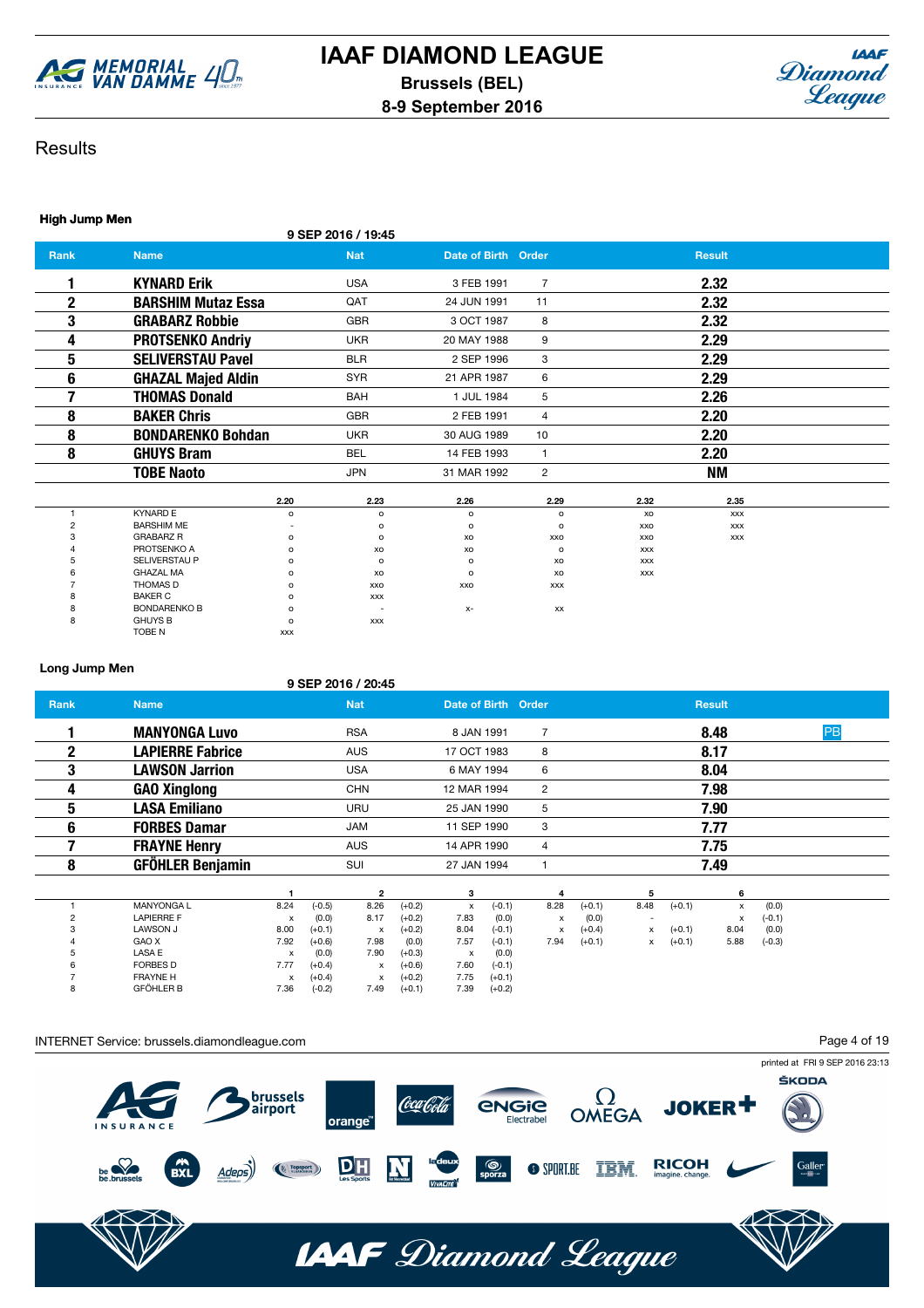# IAAF DIAMOND LEAGUE

**Brussels (BEL)**

**8-9 September 2016**

## Results

### High Jump Men

9 SEP 2016 / 19:45

| Rank | Name | Nat | Date of Birth | Order | Result |
|---|---|---|---|---|---|
| 1 | KYNARD Erik | USA | 3 FEB 1991 | 7 | 2.32 |
| 2 | BARSHIM Mutaz Essa | QAT | 24 JUN 1991 | 11 | 2.32 |
| 3 | GRABARZ Robbie | GBR | 3 OCT 1987 | 8 | 2.32 |
| 4 | PROTSENKO Andriy | UKR | 20 MAY 1988 | 9 | 2.29 |
| 5 | SELIVERSTAU Pavel | BLR | 2 SEP 1996 | 3 | 2.29 |
| 6 | GHAZAL Majed Aldin | SYR | 21 APR 1987 | 6 | 2.29 |
| 7 | THOMAS Donald | BAH | 1 JUL 1984 | 5 | 2.26 |
| 8 | BAKER Chris | GBR | 2 FEB 1991 | 4 | 2.20 |
| 8 | BONDARENKO Bohdan | UKR | 30 AUG 1989 | 10 | 2.20 |
| 8 | GHUYS Bram | BEL | 14 FEB 1993 | 1 | 2.20 |
| | TOBE Naoto | JPN | 31 MAR 1992 | 2 | NM |

| | | 2.20 | 2.23 | 2.26 | 2.29 | 2.32 | 2.35 |
|---|---|---|---|---|---|---|---|
| 1 | KYNARD E | o | o | o | o | xo | xxx |
| 2 | BARSHIM ME | - | o | o | o | xxo | xxx |
| 3 | GRABARZ R | o | o | xo | xxo | xxo | xxx |
| 4 | PROTSENKO A | o | xo | xo | o | xxx | |
| 5 | SELIVERSTAU P | o | o | o | xo | xxx | |
| 6 | GHAZAL MA | o | xo | o | xo | xxx | |
| 7 | THOMAS D | o | xxo | xxo | xxx | | |
| 8 | BAKER C | o | xxx | | | | |
| 8 | BONDARENKO B | o | - | x- | xx | | |
| 8 | GHUYS B | o | xxx | | | | |
| | TOBE N | xxx | | | | | |

### Long Jump Men

9 SEP 2016 / 20:45

| Rank | Name | Nat | Date of Birth | Order | Result | |
|---|---|---|---|---|---|---|
| 1 | MANYONGA Luvo | RSA | 8 JAN 1991 | 7 | 8.48 | PB |
| 2 | LAPIERRE Fabrice | AUS | 17 OCT 1983 | 8 | 8.17 | |
| 3 | LAWSON Jarrion | USA | 6 MAY 1994 | 6 | 8.04 | |
| 4 | GAO Xinglong | CHN | 12 MAR 1994 | 2 | 7.98 | |
| 5 | LASA Emiliano | URU | 25 JAN 1990 | 5 | 7.90 | |
| 6 | FORBES Damar | JAM | 11 SEP 1990 | 3 | 7.77 | |
| 7 | FRAYNE Henry | AUS | 14 APR 1990 | 4 | 7.75 | |
| 8 | GFÖHLER Benjamin | SUI | 27 JAN 1994 | 1 | 7.49 | |

| | | 1 | | 2 | | 3 | | 4 | | 5 | | 6 | |
|---|---|---|---|---|---|---|---|---|---|---|---|---|---|
| 1 | MANYONGA L | 8.24 | (-0.5) | 8.26 | (+0.2) | x | (-0.1) | 8.28 | (+0.1) | 8.48 | (+0.1) | x | (0.0) |
| 2 | LAPIERRE F | x | (0.0) | 8.17 | (+0.2) | 7.83 | (0.0) | x | (0.0) | - | | x | (-0.1) |
| 3 | LAWSON J | 8.00 | (+0.1) | x | (+0.2) | 8.04 | (-0.1) | x | (+0.4) | x | (+0.1) | 8.04 | (0.0) |
| 4 | GAO X | 7.92 | (+0.6) | 7.98 | (0.0) | 7.57 | (-0.1) | 7.94 | (+0.1) | x | (+0.1) | 5.88 | (-0.3) |
| 5 | LASA E | x | (0.0) | 7.90 | (+0.3) | x | (0.0) | | | | | | |
| 6 | FORBES D | 7.77 | (+0.4) | x | (+0.6) | 7.60 | (-0.1) | | | | | | |
| 7 | FRAYNE H | x | (+0.4) | x | (+0.2) | 7.75 | (+0.1) | | | | | | |
| 8 | GFÖHLER B | 7.36 | (-0.2) | 7.49 | (+0.1) | 7.39 | (+0.2) | | | | | | |

INTERNET Service: brussels.diamondleague.com

printed at FRI 9 SEP 2016 23:13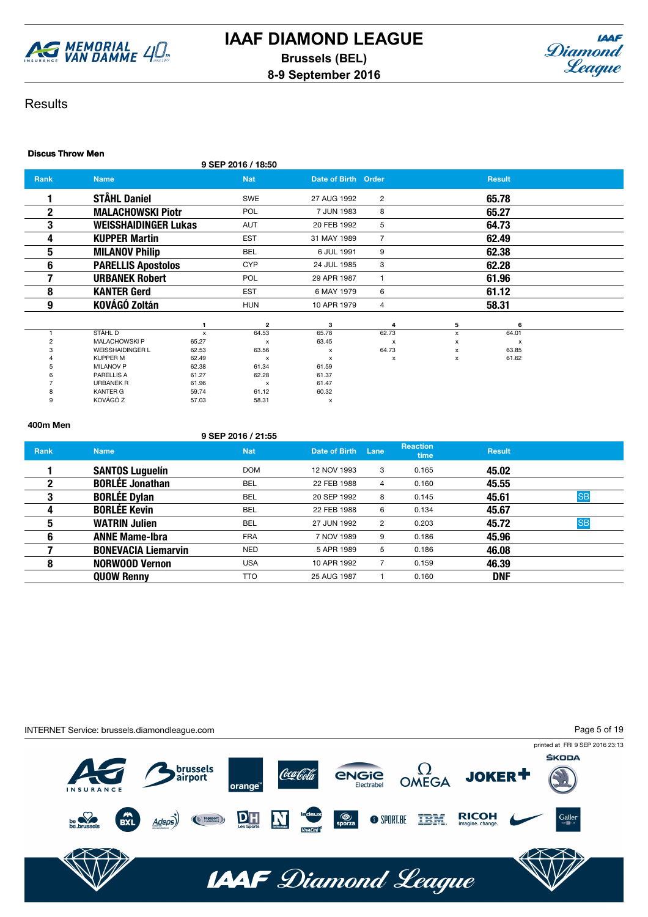# IAAF DIAMOND LEAGUE

**Brussels (BEL)**

**8-9 September 2016**

## Results

### Discus Throw Men

9 SEP 2016 / 18:50

| Rank | Name | Nat | Date of Birth | Order | Result |
|---|---|---|---|---|---|
| 1 | **STÅHL Daniel** | SWE | 27 AUG 1992 | 2 | **65.78** |
| 2 | **MALACHOWSKI Piotr** | POL | 7 JUN 1983 | 8 | **65.27** |
| 3 | **WEISSHAIDINGER Lukas** | AUT | 20 FEB 1992 | 5 | **64.73** |
| 4 | **KUPPER Martin** | EST | 31 MAY 1989 | 7 | **62.49** |
| 5 | **MILANOV Philip** | BEL | 6 JUL 1991 | 9 | **62.38** |
| 6 | **PARELLIS Apostolos** | CYP | 24 JUL 1985 | 3 | **62.28** |
| 7 | **URBANEK Robert** | POL | 29 APR 1987 | 1 | **61.96** |
| 8 | **KANTER Gerd** | EST | 6 MAY 1979 | 6 | **61.12** |
| 9 | **KOVÁGÓ Zoltán** | HUN | 10 APR 1979 | 4 | **58.31** |

| | | 1 | 2 | 3 | 4 | 5 | 6 |
|---|---|---|---|---|---|---|---|
| 1 | STÅHL D | x | 64.53 | 65.78 | 62.73 | x | 64.01 |
| 2 | MALACHOWSKI P | 65.27 | x | 63.45 | x | x | x |
| 3 | WEISSHAIDINGER L | 62.53 | 63.56 | x | 64.73 | x | 63.85 |
| 4 | KUPPER M | 62.49 | x | x | x | x | 61.62 |
| 5 | MILANOV P | 62.38 | 61.34 | 61.59 | | | |
| 6 | PARELLIS A | 61.27 | 62.28 | 61.37 | | | |
| 7 | URBANEK R | 61.96 | x | 61.47 | | | |
| 8 | KANTER G | 59.74 | 61.12 | 60.32 | | | |
| 9 | KOVÁGÓ Z | 57.03 | 58.31 | x | | | |

### 400m Men

9 SEP 2016 / 21:55

| Rank | Name | Nat | Date of Birth | Lane | Reaction time | Result | |
|---|---|---|---|---|---|---|---|
| 1 | **SANTOS Luguelín** | DOM | 12 NOV 1993 | 3 | 0.165 | **45.02** | |
| 2 | **BORLÉE Jonathan** | BEL | 22 FEB 1988 | 4 | 0.160 | **45.55** | |
| 3 | **BORLÉE Dylan** | BEL | 20 SEP 1992 | 8 | 0.145 | **45.61** | SB |
| 4 | **BORLÉE Kevin** | BEL | 22 FEB 1988 | 6 | 0.134 | **45.67** | |
| 5 | **WATRIN Julien** | BEL | 27 JUN 1992 | 2 | 0.203 | **45.72** | SB |
| 6 | **ANNE Mame-Ibra** | FRA | 7 NOV 1989 | 9 | 0.186 | **45.96** | |
| 7 | **BONEVACIA Liemarvin** | NED | 5 APR 1989 | 5 | 0.186 | **46.08** | |
| 8 | **NORWOOD Vernon** | USA | 10 APR 1992 | 7 | 0.159 | **46.39** | |
| | **QUOW Renny** | TTO | 25 AUG 1987 | 1 | 0.160 | **DNF** | |

INTERNET Service: brussels.diamondleague.com

printed at FRI 9 SEP 2016 23:13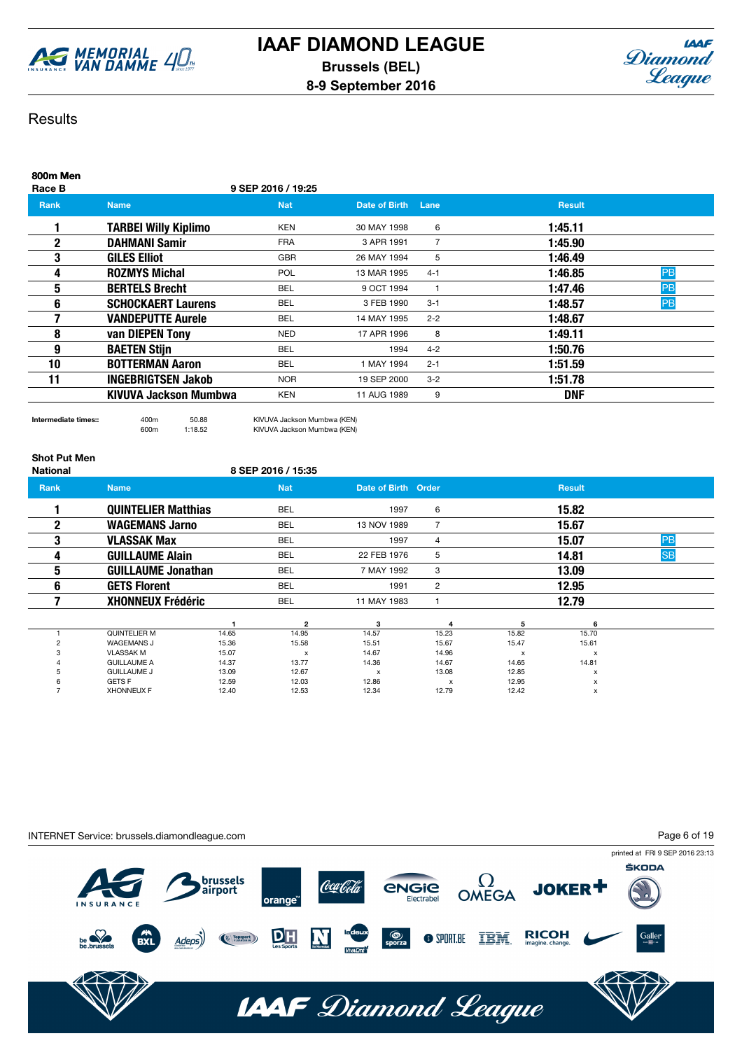# IAAF DIAMOND LEAGUE

**Brussels (BEL)**

**8-9 September 2016**

## Results

### 800m Men

**Race B** — 9 SEP 2016 / 19:25

| Rank | Name | Nat | Date of Birth | Lane | Result | |
|---|---|---|---|---|---|---|
| 1 | TARBEI Willy Kiplimo | KEN | 30 MAY 1998 | 6 | 1:45.11 | |
| 2 | DAHMANI Samir | FRA | 3 APR 1991 | 7 | 1:45.90 | |
| 3 | GILES Elliot | GBR | 26 MAY 1994 | 5 | 1:46.49 | |
| 4 | ROZMYS Michal | POL | 13 MAR 1995 | 4-1 | 1:46.85 | PB |
| 5 | BERTELS Brecht | BEL | 9 OCT 1994 | 1 | 1:47.46 | PB |
| 6 | SCHOCKAERT Laurens | BEL | 3 FEB 1990 | 3-1 | 1:48.57 | PB |
| 7 | VANDEPUTTE Aurele | BEL | 14 MAY 1995 | 2-2 | 1:48.67 | |
| 8 | van DIEPEN Tony | NED | 17 APR 1996 | 8 | 1:49.11 | |
| 9 | BAETEN Stijn | BEL | 1994 | 4-2 | 1:50.76 | |
| 10 | BOTTERMAN Aaron | BEL | 1 MAY 1994 | 2-1 | 1:51.59 | |
| 11 | INGEBRIGTSEN Jakob | NOR | 19 SEP 2000 | 3-2 | 1:51.78 | |
| | KIVUVA Jackson Mumbwa | KEN | 11 AUG 1989 | 9 | DNF | |

**Intermediate times::**

| | | |
|---|---|---|
| 400m | 50.88 | KIVUVA Jackson Mumbwa (KEN) |
| 600m | 1:18.52 | KIVUVA Jackson Mumbwa (KEN) |

### Shot Put Men

**National** — 8 SEP 2016 / 15:35

| Rank | Name | Nat | Date of Birth | Order | Result | |
|---|---|---|---|---|---|---|
| 1 | QUINTELIER Matthias | BEL | 1997 | 6 | 15.82 | |
| 2 | WAGEMANS Jarno | BEL | 13 NOV 1989 | 7 | 15.67 | |
| 3 | VLASSAK Max | BEL | 1997 | 4 | 15.07 | PB |
| 4 | GUILLAUME Alain | BEL | 22 FEB 1976 | 5 | 14.81 | SB |
| 5 | GUILLAUME Jonathan | BEL | 7 MAY 1992 | 3 | 13.09 | |
| 6 | GETS Florent | BEL | 1991 | 2 | 12.95 | |
| 7 | XHONNEUX Frédéric | BEL | 11 MAY 1983 | 1 | 12.79 | |

| | | 1 | 2 | 3 | 4 | 5 | 6 |
|---|---|---|---|---|---|---|---|
| 1 | QUINTELIER M | 14.65 | 14.95 | 14.57 | 15.23 | 15.82 | 15.70 |
| 2 | WAGEMANS J | 15.36 | 15.58 | 15.51 | 15.67 | 15.47 | 15.61 |
| 3 | VLASSAK M | 15.07 | x | 14.67 | 14.96 | x | x |
| 4 | GUILLAUME A | 14.37 | 13.77 | 14.36 | 14.67 | 14.65 | 14.81 |
| 5 | GUILLAUME J | 13.09 | 12.67 | x | 13.08 | 12.85 | x |
| 6 | GETS F | 12.59 | 12.03 | 12.86 | x | 12.95 | x |
| 7 | XHONNEUX F | 12.40 | 12.53 | 12.34 | 12.79 | 12.42 | x |

INTERNET Service: brussels.diamondleague.com

printed at FRI 9 SEP 2016 23:13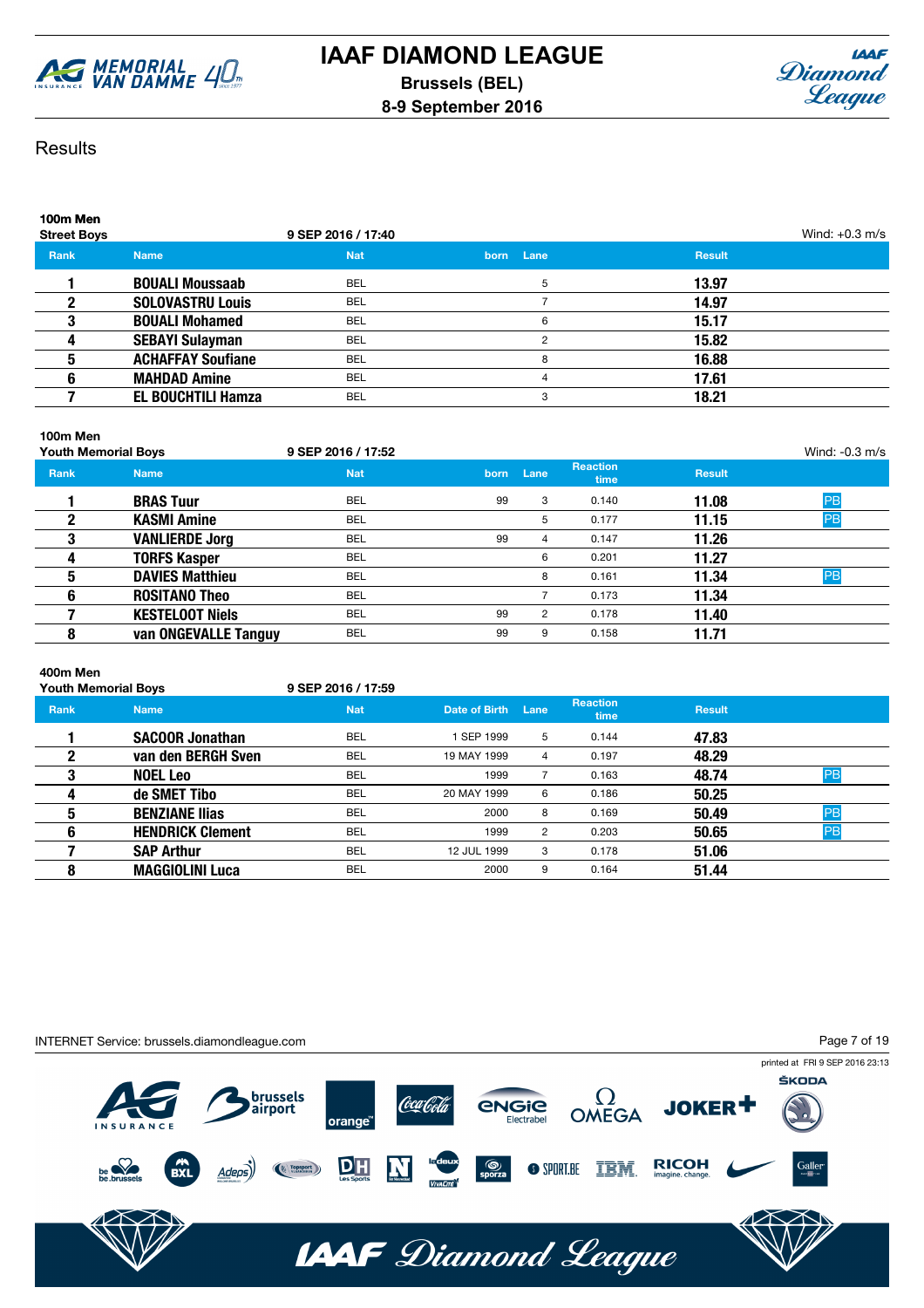# IAAF DIAMOND LEAGUE

**Brussels (BEL)**
**8-9 September 2016**

## Results

### 100m Men

**Street Boys** — 9 SEP 2016 / 17:40 — Wind: +0.3 m/s

| Rank | Name | Nat | born | Lane | Result |
|---|---|---|---|---|---|
| 1 | **BOUALI Moussaab** | BEL | | 5 | **13.97** |
| 2 | **SOLOVASTRU Louis** | BEL | | 7 | **14.97** |
| 3 | **BOUALI Mohamed** | BEL | | 6 | **15.17** |
| 4 | **SEBAYI Sulayman** | BEL | | 2 | **15.82** |
| 5 | **ACHAFFAY Soufiane** | BEL | | 8 | **16.88** |
| 6 | **MAHDAD Amine** | BEL | | 4 | **17.61** |
| 7 | **EL BOUCHTILI Hamza** | BEL | | 3 | **18.21** |

### 100m Men

**Youth Memorial Boys** — 9 SEP 2016 / 17:52 — Wind: -0.3 m/s

| Rank | Name | Nat | born | Lane | Reaction time | Result | |
|---|---|---|---|---|---|---|---|
| 1 | **BRAS Tuur** | BEL | 99 | 3 | 0.140 | **11.08** | PB |
| 2 | **KASMI Amine** | BEL | | 5 | 0.177 | **11.15** | PB |
| 3 | **VANLIERDE Jorg** | BEL | 99 | 4 | 0.147 | **11.26** | |
| 4 | **TORFS Kasper** | BEL | | 6 | 0.201 | **11.27** | |
| 5 | **DAVIES Matthieu** | BEL | | 8 | 0.161 | **11.34** | PB |
| 6 | **ROSITANO Theo** | BEL | | 7 | 0.173 | **11.34** | |
| 7 | **KESTELOOT Niels** | BEL | 99 | 2 | 0.178 | **11.40** | |
| 8 | **van ONGEVALLE Tanguy** | BEL | 99 | 9 | 0.158 | **11.71** | |

### 400m Men

**Youth Memorial Boys** — 9 SEP 2016 / 17:59

| Rank | Name | Nat | Date of Birth | Lane | Reaction time | Result | |
|---|---|---|---|---|---|---|---|
| 1 | **SACOOR Jonathan** | BEL | 1 SEP 1999 | 5 | 0.144 | **47.83** | |
| 2 | **van den BERGH Sven** | BEL | 19 MAY 1999 | 4 | 0.197 | **48.29** | |
| 3 | **NOEL Leo** | BEL | 1999 | 7 | 0.163 | **48.74** | PB |
| 4 | **de SMET Tibo** | BEL | 20 MAY 1999 | 6 | 0.186 | **50.25** | |
| 5 | **BENZIANE Ilias** | BEL | 2000 | 8 | 0.169 | **50.49** | PB |
| 6 | **HENDRICK Clement** | BEL | 1999 | 2 | 0.203 | **50.65** | PB |
| 7 | **SAP Arthur** | BEL | 12 JUL 1999 | 3 | 0.178 | **51.06** | |
| 8 | **MAGGIOLINI Luca** | BEL | 2000 | 9 | 0.164 | **51.44** | |

INTERNET Service: brussels.diamondleague.com

printed at FRI 9 SEP 2016 23:13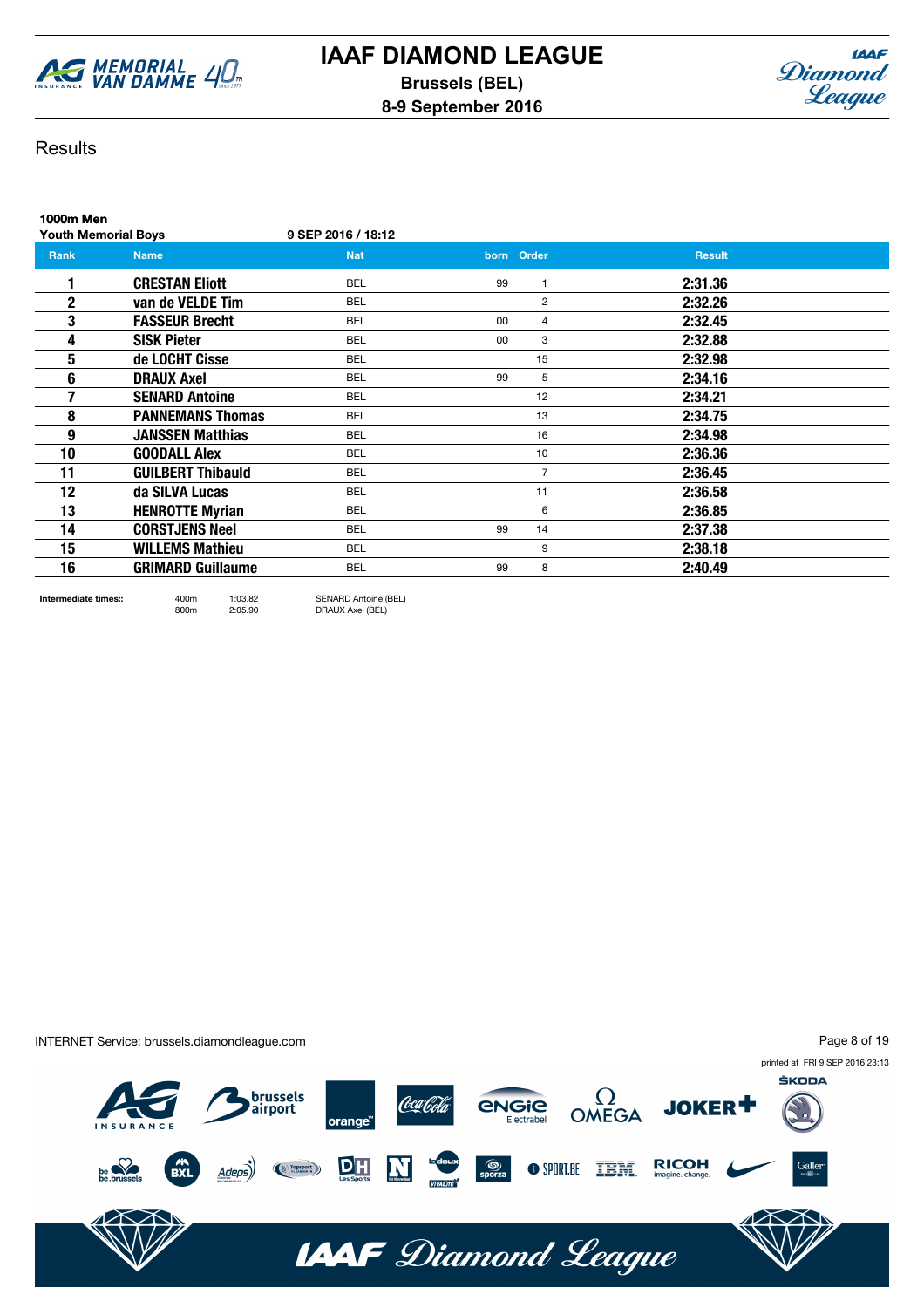# IAAF DIAMOND LEAGUE

**Brussels (BEL)**

**8-9 September 2016**

## Results

### 1000m Men

**Youth Memorial Boys** — **9 SEP 2016 / 18:12**

| Rank | Name | Nat | born | Order | Result |
|---|---|---|---|---|---|
| 1 | **CRESTAN Eliott** | BEL | 99 | 1 | **2:31.36** |
| 2 | **van de VELDE Tim** | BEL | | 2 | **2:32.26** |
| 3 | **FASSEUR Brecht** | BEL | 00 | 4 | **2:32.45** |
| 4 | **SISK Pieter** | BEL | 00 | 3 | **2:32.88** |
| 5 | **de LOCHT Cisse** | BEL | | 15 | **2:32.98** |
| 6 | **DRAUX Axel** | BEL | 99 | 5 | **2:34.16** |
| 7 | **SENARD Antoine** | BEL | | 12 | **2:34.21** |
| 8 | **PANNEMANS Thomas** | BEL | | 13 | **2:34.75** |
| 9 | **JANSSEN Matthias** | BEL | | 16 | **2:34.98** |
| 10 | **GOODALL Alex** | BEL | | 10 | **2:36.36** |
| 11 | **GUILBERT Thibauld** | BEL | | 7 | **2:36.45** |
| 12 | **da SILVA Lucas** | BEL | | 11 | **2:36.58** |
| 13 | **HENROTTE Myrian** | BEL | | 6 | **2:36.85** |
| 14 | **CORSTJENS Neel** | BEL | 99 | 14 | **2:37.38** |
| 15 | **WILLEMS Mathieu** | BEL | | 9 | **2:38.18** |
| 16 | **GRIMARD Guillaume** | BEL | 99 | 8 | **2:40.49** |

**Intermediate times::**

| | | |
|---|---|---|
| 400m | 1:03.82 | SENARD Antoine (BEL) |
| 800m | 2:05.90 | DRAUX Axel (BEL) |

INTERNET Service: brussels.diamondleague.com

printed at FRI 9 SEP 2016 23:13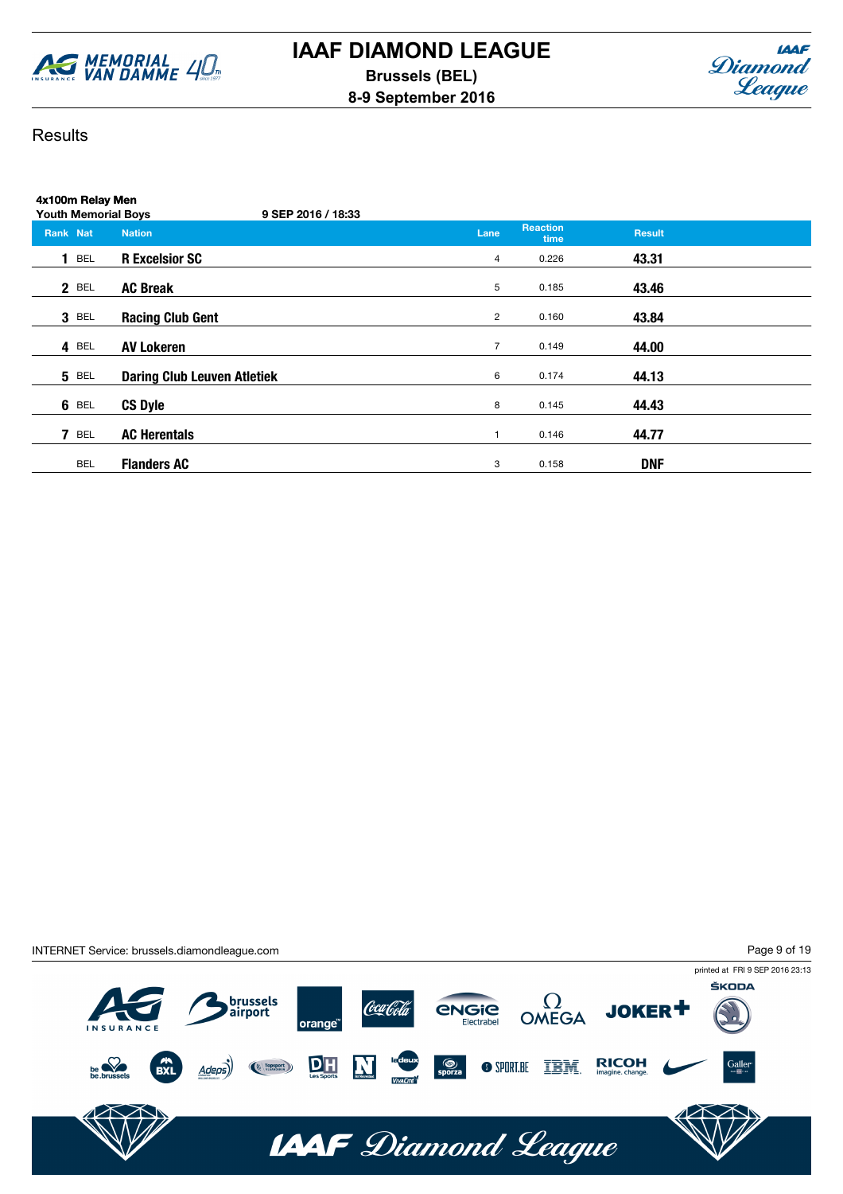# IAAF DIAMOND LEAGUE

**Brussels (BEL)**

**8-9 September 2016**

## Results

**4x100m Relay Men**

**Youth Memorial Boys** 9 SEP 2016 / 18:33

| Rank | Nat | Nation | Lane | Reaction time | Result |
|---|---|---|---|---|---|
| 1 | BEL | R Excelsior SC | 4 | 0.226 | 43.31 |
| 2 | BEL | AC Break | 5 | 0.185 | 43.46 |
| 3 | BEL | Racing Club Gent | 2 | 0.160 | 43.84 |
| 4 | BEL | AV Lokeren | 7 | 0.149 | 44.00 |
| 5 | BEL | Daring Club Leuven Atletiek | 6 | 0.174 | 44.13 |
| 6 | BEL | CS Dyle | 8 | 0.145 | 44.43 |
| 7 | BEL | AC Herentals | 1 | 0.146 | 44.77 |
| | BEL | Flanders AC | 3 | 0.158 | DNF |

INTERNET Service: brussels.diamondleague.com

printed at FRI 9 SEP 2016 23:13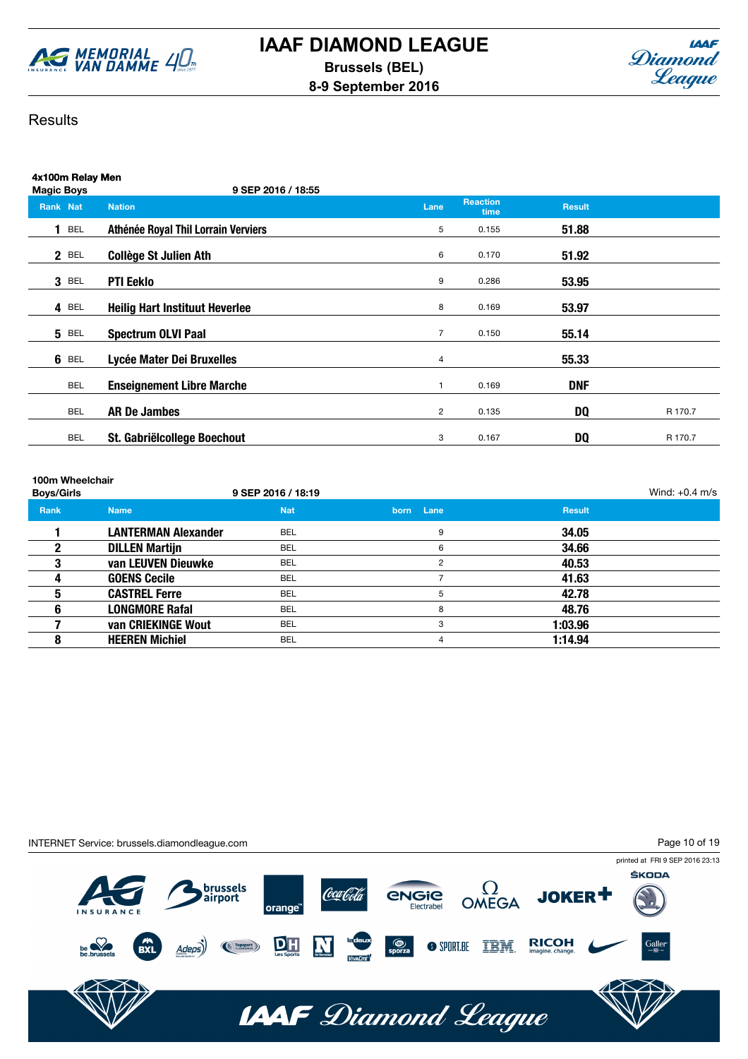# IAAF DIAMOND LEAGUE

**Brussels (BEL)**
**8-9 September 2016**

Results

### 4x100m Relay Men

**Magic Boys** — 9 SEP 2016 / 18:55

| Rank | Nat | Nation | Lane | Reaction time | Result | |
|---|---|---|---|---|---|---|
| 1 | BEL | Athénée Royal Thil Lorrain Verviers | 5 | 0.155 | 51.88 | |
| 2 | BEL | Collège St Julien Ath | 6 | 0.170 | 51.92 | |
| 3 | BEL | PTI Eeklo | 9 | 0.286 | 53.95 | |
| 4 | BEL | Heilig Hart Instituut Heverlee | 8 | 0.169 | 53.97 | |
| 5 | BEL | Spectrum OLVI Paal | 7 | 0.150 | 55.14 | |
| 6 | BEL | Lycée Mater Dei Bruxelles | 4 | | 55.33 | |
| | BEL | Enseignement Libre Marche | 1 | 0.169 | DNF | |
| | BEL | AR De Jambes | 2 | 0.135 | DQ | R 170.7 |
| | BEL | St. Gabriëlcollege Boechout | 3 | 0.167 | DQ | R 170.7 |

### 100m Wheelchair

**Boys/Girls** — 9 SEP 2016 / 18:19 — Wind: +0.4 m/s

| Rank | Name | Nat | born | Lane | Result |
|---|---|---|---|---|---|
| 1 | LANTERMAN Alexander | BEL | | 9 | 34.05 |
| 2 | DILLEN Martijn | BEL | | 6 | 34.66 |
| 3 | van LEUVEN Dieuwke | BEL | | 2 | 40.53 |
| 4 | GOENS Cecile | BEL | | 7 | 41.63 |
| 5 | CASTREL Ferre | BEL | | 5 | 42.78 |
| 6 | LONGMORE Rafal | BEL | | 8 | 48.76 |
| 7 | van CRIEKINGE Wout | BEL | | 3 | 1:03.96 |
| 8 | HEEREN Michiel | BEL | | 4 | 1:14.94 |

INTERNET Service: brussels.diamondleague.com

printed at FRI 9 SEP 2016 23:13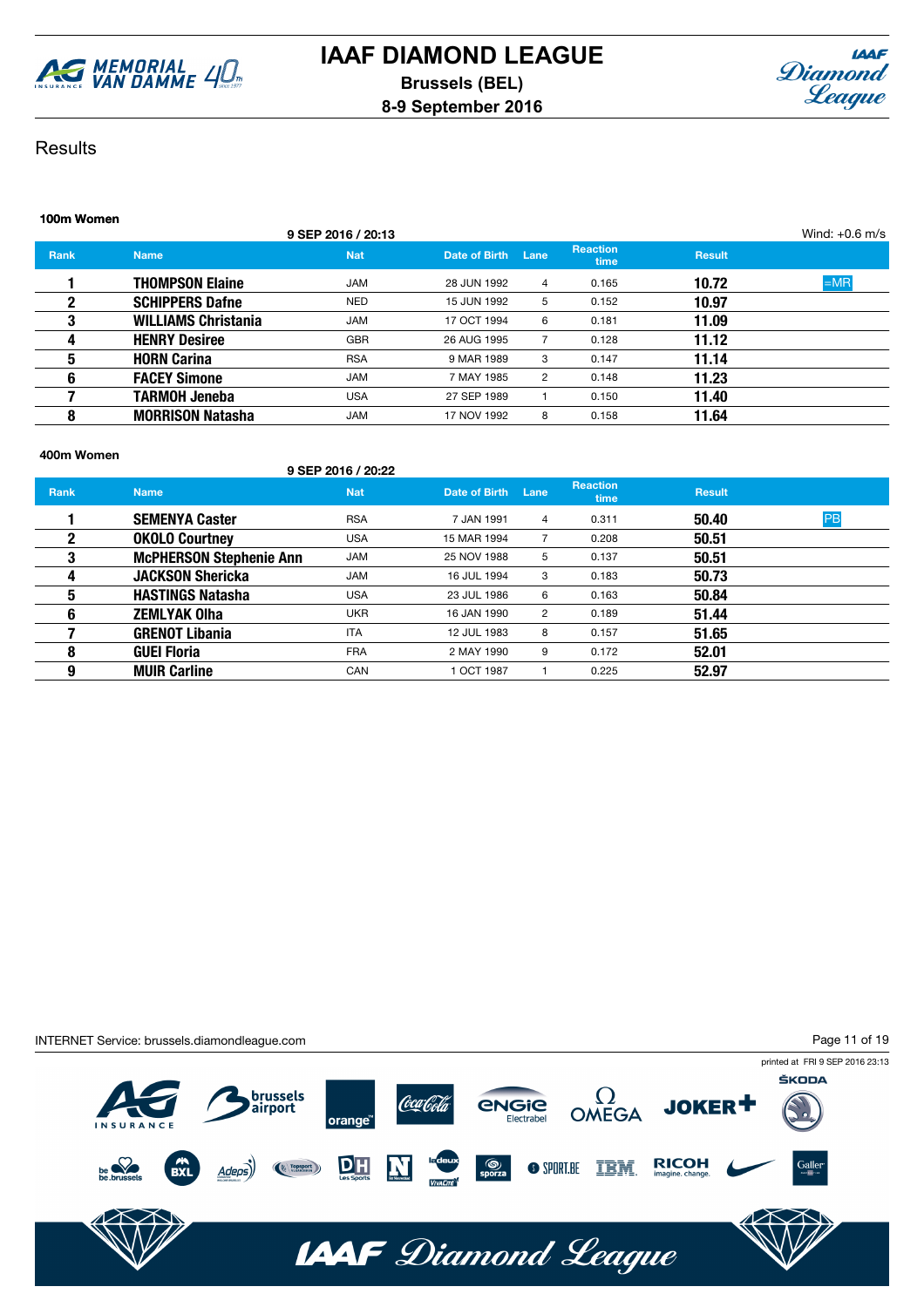# IAAF DIAMOND LEAGUE

**Brussels (BEL)**

**8-9 September 2016**

## Results

### 100m Women

9 SEP 2016 / 20:13 — Wind: +0.6 m/s

| Rank | Name | Nat | Date of Birth | Lane | Reaction time | Result | |
|---|---|---|---|---|---|---|---|
| 1 | THOMPSON Elaine | JAM | 28 JUN 1992 | 4 | 0.165 | 10.72 | =MR |
| 2 | SCHIPPERS Dafne | NED | 15 JUN 1992 | 5 | 0.152 | 10.97 | |
| 3 | WILLIAMS Christania | JAM | 17 OCT 1994 | 6 | 0.181 | 11.09 | |
| 4 | HENRY Desiree | GBR | 26 AUG 1995 | 7 | 0.128 | 11.12 | |
| 5 | HORN Carina | RSA | 9 MAR 1989 | 3 | 0.147 | 11.14 | |
| 6 | FACEY Simone | JAM | 7 MAY 1985 | 2 | 0.148 | 11.23 | |
| 7 | TARMOH Jeneba | USA | 27 SEP 1989 | 1 | 0.150 | 11.40 | |
| 8 | MORRISON Natasha | JAM | 17 NOV 1992 | 8 | 0.158 | 11.64 | |

### 400m Women

9 SEP 2016 / 20:22

| Rank | Name | Nat | Date of Birth | Lane | Reaction time | Result | |
|---|---|---|---|---|---|---|---|
| 1 | SEMENYA Caster | RSA | 7 JAN 1991 | 4 | 0.311 | 50.40 | PB |
| 2 | OKOLO Courtney | USA | 15 MAR 1994 | 7 | 0.208 | 50.51 | |
| 3 | McPHERSON Stephenie Ann | JAM | 25 NOV 1988 | 5 | 0.137 | 50.51 | |
| 4 | JACKSON Shericka | JAM | 16 JUL 1994 | 3 | 0.183 | 50.73 | |
| 5 | HASTINGS Natasha | USA | 23 JUL 1986 | 6 | 0.163 | 50.84 | |
| 6 | ZEMLYAK Olha | UKR | 16 JAN 1990 | 2 | 0.189 | 51.44 | |
| 7 | GRENOT Libania | ITA | 12 JUL 1983 | 8 | 0.157 | 51.65 | |
| 8 | GUEI Floria | FRA | 2 MAY 1990 | 9 | 0.172 | 52.01 | |
| 9 | MUIR Carline | CAN | 1 OCT 1987 | 1 | 0.225 | 52.97 | |

INTERNET Service: brussels.diamondleague.com

printed at FRI 9 SEP 2016 23:13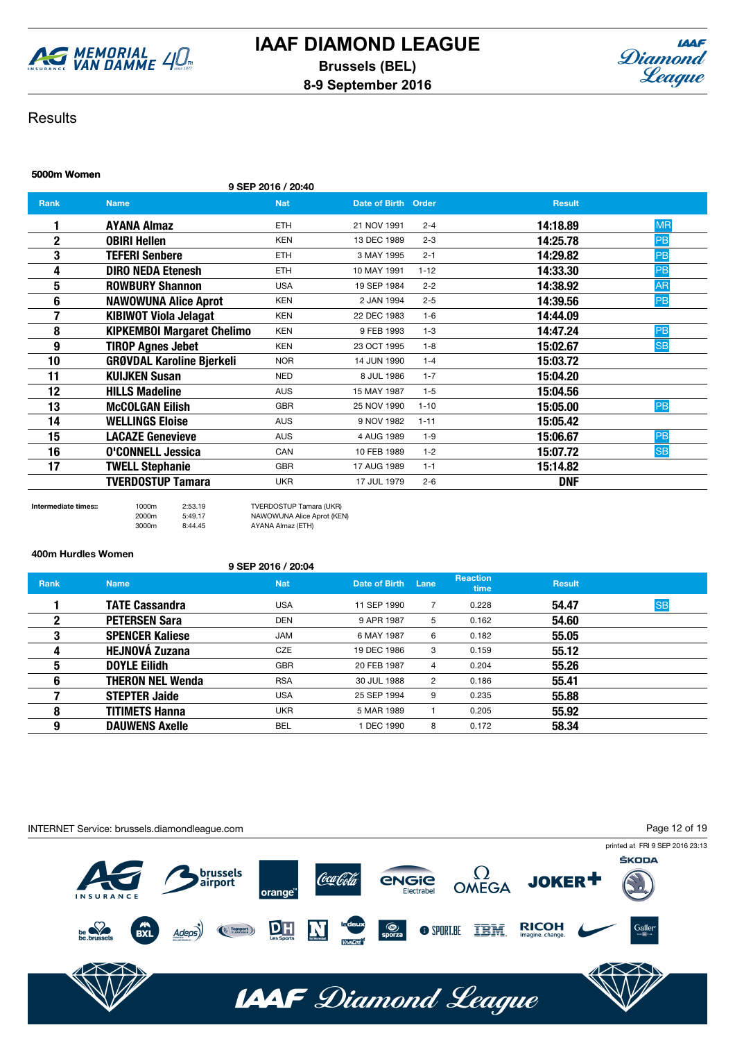# IAAF DIAMOND LEAGUE

**Brussels (BEL)**

**8-9 September 2016**

## Results

### 5000m Women

9 SEP 2016 / 20:40

| Rank | Name | Nat | Date of Birth | Order | Result | |
|---|---|---|---|---|---|---|
| 1 | AYANA Almaz | ETH | 21 NOV 1991 | 2-4 | 14:18.89 | MR |
| 2 | OBIRI Hellen | KEN | 13 DEC 1989 | 2-3 | 14:25.78 | PB |
| 3 | TEFERI Senbere | ETH | 3 MAY 1995 | 2-1 | 14:29.82 | PB |
| 4 | DIRO NEDA Etenesh | ETH | 10 MAY 1991 | 1-12 | 14:33.30 | PB |
| 5 | ROWBURY Shannon | USA | 19 SEP 1984 | 2-2 | 14:38.92 | AR |
| 6 | NAWOWUNA Alice Aprot | KEN | 2 JAN 1994 | 2-5 | 14:39.56 | PB |
| 7 | KIBIWOT Viola Jelagat | KEN | 22 DEC 1983 | 1-6 | 14:44.09 | |
| 8 | KIPKEMBOI Margaret Chelimo | KEN | 9 FEB 1993 | 1-3 | 14:47.24 | PB |
| 9 | TIROP Agnes Jebet | KEN | 23 OCT 1995 | 1-8 | 15:02.67 | SB |
| 10 | GRØVDAL Karoline Bjerkeli | NOR | 14 JUN 1990 | 1-4 | 15:03.72 | |
| 11 | KUIJKEN Susan | NED | 8 JUL 1986 | 1-7 | 15:04.20 | |
| 12 | HILLS Madeline | AUS | 15 MAY 1987 | 1-5 | 15:04.56 | |
| 13 | McCOLGAN Eilish | GBR | 25 NOV 1990 | 1-10 | 15:05.00 | PB |
| 14 | WELLINGS Eloise | AUS | 9 NOV 1982 | 1-11 | 15:05.42 | |
| 15 | LACAZE Genevieve | AUS | 4 AUG 1989 | 1-9 | 15:06.67 | PB |
| 16 | O'CONNELL Jessica | CAN | 10 FEB 1989 | 1-2 | 15:07.72 | SB |
| 17 | TWELL Stephanie | GBR | 17 AUG 1989 | 1-1 | 15:14.82 | |
| | TVERDOSTUP Tamara | UKR | 17 JUL 1979 | 2-6 | DNF | |

**Intermediate times::**

| | | |
|---|---|---|
| 1000m | 2:53.19 | TVERDOSTUP Tamara (UKR) |
| 2000m | 5:49.17 | NAWOWUNA Alice Aprot (KEN) |
| 3000m | 8:44.45 | AYANA Almaz (ETH) |

### 400m Hurdles Women

9 SEP 2016 / 20:04

| Rank | Name | Nat | Date of Birth | Lane | Reaction time | Result | |
|---|---|---|---|---|---|---|---|
| 1 | TATE Cassandra | USA | 11 SEP 1990 | 7 | 0.228 | 54.47 | SB |
| 2 | PETERSEN Sara | DEN | 9 APR 1987 | 5 | 0.162 | 54.60 | |
| 3 | SPENCER Kaliese | JAM | 6 MAY 1987 | 6 | 0.182 | 55.05 | |
| 4 | HEJNOVÁ Zuzana | CZE | 19 DEC 1986 | 3 | 0.159 | 55.12 | |
| 5 | DOYLE Eilidh | GBR | 20 FEB 1987 | 4 | 0.204 | 55.26 | |
| 6 | THERON NEL Wenda | RSA | 30 JUL 1988 | 2 | 0.186 | 55.41 | |
| 7 | STEPTER Jaide | USA | 25 SEP 1994 | 9 | 0.235 | 55.88 | |
| 8 | TITIMETS Hanna | UKR | 5 MAR 1989 | 1 | 0.205 | 55.92 | |
| 9 | DAUWENS Axelle | BEL | 1 DEC 1990 | 8 | 0.172 | 58.34 | |

INTERNET Service: brussels.diamondleague.com

printed at FRI 9 SEP 2016 23:13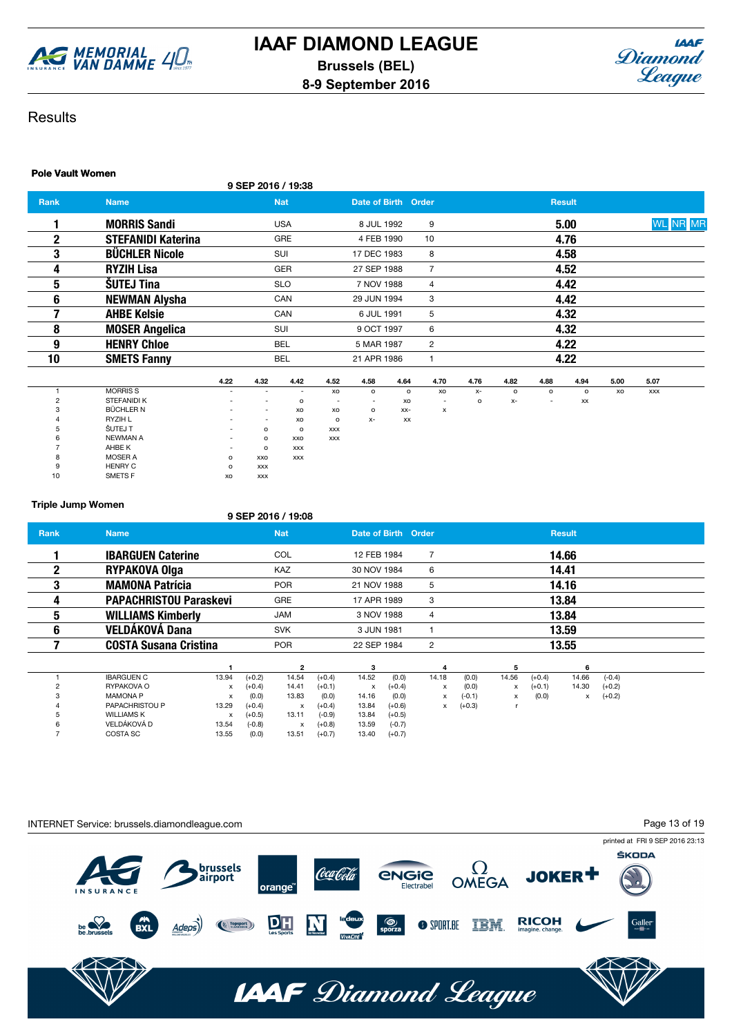# IAAF DIAMOND LEAGUE

**Brussels (BEL)**

**8-9 September 2016**

## Results

### Pole Vault Women

9 SEP 2016 / 19:38

| Rank | Name | Nat | Date of Birth | Order | Result | |
|---|---|---|---|---|---|---|
| 1 | MORRIS Sandi | USA | 8 JUL 1992 | 9 | 5.00 | WL NR MR |
| 2 | STEFANIDI Katerina | GRE | 4 FEB 1990 | 10 | 4.76 | |
| 3 | BÜCHLER Nicole | SUI | 17 DEC 1983 | 8 | 4.58 | |
| 4 | RYZIH Lisa | GER | 27 SEP 1988 | 7 | 4.52 | |
| 5 | ŠUTEJ Tina | SLO | 7 NOV 1988 | 4 | 4.42 | |
| 6 | NEWMAN Alysha | CAN | 29 JUN 1994 | 3 | 4.42 | |
| 7 | AHBE Kelsie | CAN | 6 JUL 1991 | 5 | 4.32 | |
| 8 | MOSER Angelica | SUI | 9 OCT 1997 | 6 | 4.32 | |
| 9 | HENRY Chloe | BEL | 5 MAR 1987 | 2 | 4.22 | |
| 10 | SMETS Fanny | BEL | 21 APR 1986 | 1 | 4.22 | |

| | | 4.22 | 4.32 | 4.42 | 4.52 | 4.58 | 4.64 | 4.70 | 4.76 | 4.82 | 4.88 | 4.94 | 5.00 | 5.07 |
|---|---|---|---|---|---|---|---|---|---|---|---|---|---|---|
| 1 | MORRIS S | - | - | - | xo | o | o | xo | x- | o | o | o | xo | xxx |
| 2 | STEFANIDI K | - | - | o | - | - | xo | - | o | x- | - | xx | | |
| 3 | BÜCHLER N | - | - | xo | xo | o | xx- | x | | | | | | |
| 4 | RYZIH L | - | - | xo | o | x- | xx | | | | | | | |
| 5 | ŠUTEJ T | - | o | o | xxx | | | | | | | | | |
| 6 | NEWMAN A | - | o | xxo | xxx | | | | | | | | | |
| 7 | AHBE K | - | o | xxx | | | | | | | | | | |
| 8 | MOSER A | o | xxo | xxx | | | | | | | | | | |
| 9 | HENRY C | o | xxx | | | | | | | | | | | |
| 10 | SMETS F | xo | xxx | | | | | | | | | | | |

### Triple Jump Women

9 SEP 2016 / 19:08

| Rank | Name | Nat | Date of Birth | Order | Result |
|---|---|---|---|---|---|
| 1 | IBARGUEN Caterine | COL | 12 FEB 1984 | 7 | 14.66 |
| 2 | RYPAKOVA Olga | KAZ | 30 NOV 1984 | 6 | 14.41 |
| 3 | MAMONA Patrícia | POR | 21 NOV 1988 | 5 | 14.16 |
| 4 | PAPACHRISTOU Paraskevi | GRE | 17 APR 1989 | 3 | 13.84 |
| 5 | WILLIAMS Kimberly | JAM | 3 NOV 1988 | 4 | 13.84 |
| 6 | VELDÁKOVÁ Dana | SVK | 3 JUN 1981 | 1 | 13.59 |
| 7 | COSTA Susana Cristina | POR | 22 SEP 1984 | 2 | 13.55 |

| | | 1 | | 2 | | 3 | | 4 | | 5 | | 6 | |
|---|---|---|---|---|---|---|---|---|---|---|---|---|---|
| 1 | IBARGUEN C | 13.94 | (+0.2) | 14.54 | (+0.4) | 14.52 | (0.0) | 14.18 | (0.0) | 14.56 | (+0.4) | 14.66 | (-0.4) |
| 2 | RYPAKOVA O | x | (+0.4) | 14.41 | (+0.1) | x | (+0.4) | x | (0.0) | x | (+0.1) | 14.30 | (+0.2) |
| 3 | MAMONA P | x | (0.0) | 13.83 | (0.0) | 14.16 | (0.0) | x | (-0.1) | x | (0.0) | x | (+0.2) |
| 4 | PAPACHRISTOU P | 13.29 | (+0.4) | x | (+0.4) | 13.84 | (+0.6) | x | (+0.3) | r | | | |
| 5 | WILLIAMS K | x | (+0.5) | 13.11 | (-0.9) | 13.84 | (+0.5) | | | | | | |
| 6 | VELDÁKOVÁ D | 13.54 | (-0.8) | x | (+0.8) | 13.59 | (-0.7) | | | | | | |
| 7 | COSTA SC | 13.55 | (0.0) | 13.51 | (+0.7) | 13.40 | (+0.7) | | | | | | |

INTERNET Service: brussels.diamondleague.com

printed at FRI 9 SEP 2016 23:13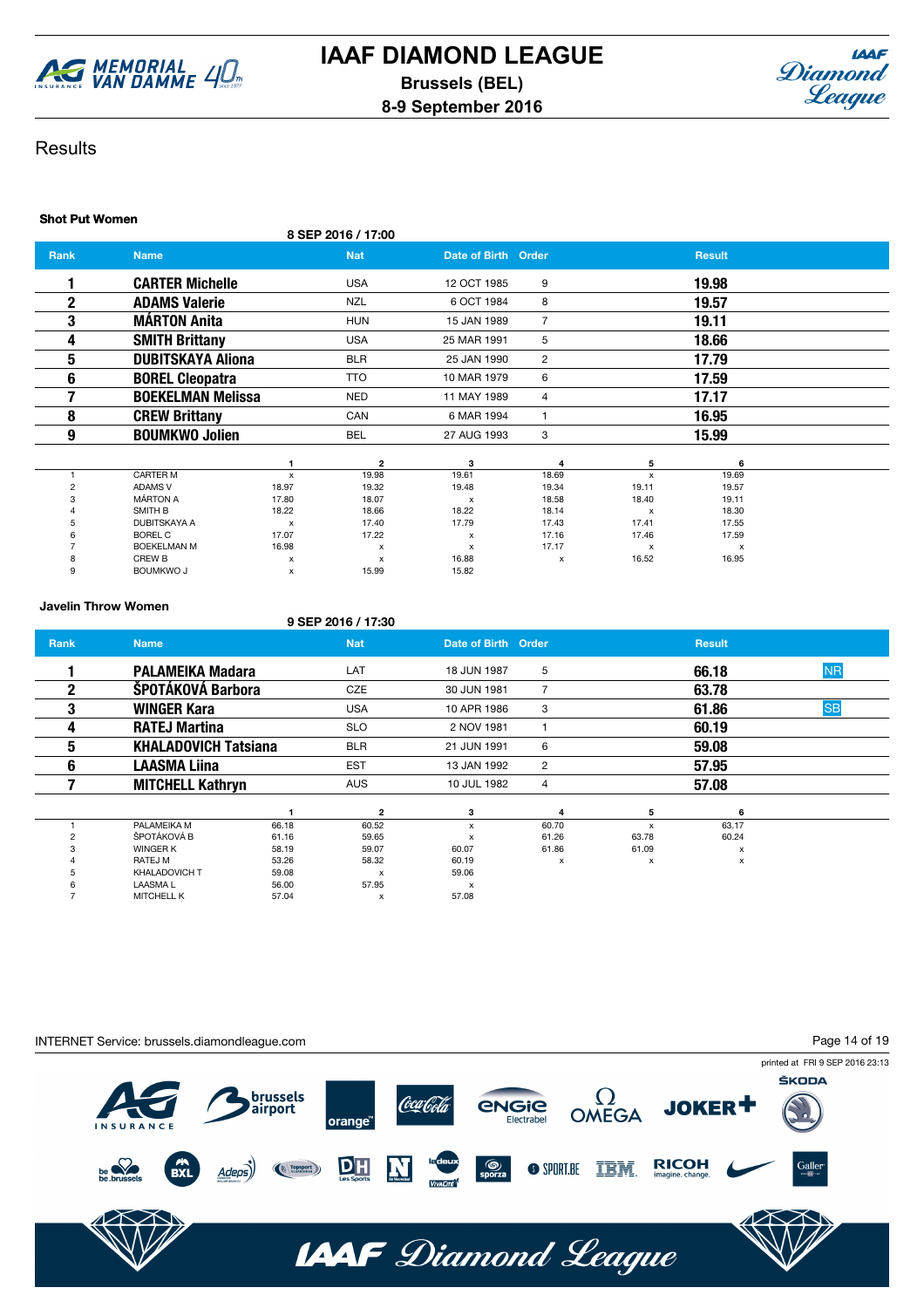# IAAF DIAMOND LEAGUE

**Brussels (BEL)**

**8-9 September 2016**

## Results

### Shot Put Women

8 SEP 2016 / 17:00

| Rank | Name | Nat | Date of Birth | Order | Result |
|---|---|---|---|---|---|
| 1 | **CARTER Michelle** | USA | 12 OCT 1985 | 9 | **19.98** |
| 2 | **ADAMS Valerie** | NZL | 6 OCT 1984 | 8 | **19.57** |
| 3 | **MÁRTON Anita** | HUN | 15 JAN 1989 | 7 | **19.11** |
| 4 | **SMITH Brittany** | USA | 25 MAR 1991 | 5 | **18.66** |
| 5 | **DUBITSKAYA Aliona** | BLR | 25 JAN 1990 | 2 | **17.79** |
| 6 | **BOREL Cleopatra** | TTO | 10 MAR 1979 | 6 | **17.59** |
| 7 | **BOEKELMAN Melissa** | NED | 11 MAY 1989 | 4 | **17.17** |
| 8 | **CREW Brittany** | CAN | 6 MAR 1994 | 1 | **16.95** |
| 9 | **BOUMKWO Jolien** | BEL | 27 AUG 1993 | 3 | **15.99** |

| | | 1 | 2 | 3 | 4 | 5 | 6 |
|---|---|---|---|---|---|---|---|
| 1 | CARTER M | x | 19.98 | 19.61 | 18.69 | x | 19.69 |
| 2 | ADAMS V | 18.97 | 19.32 | 19.48 | 19.34 | 19.11 | 19.57 |
| 3 | MÁRTON A | 17.80 | 18.07 | x | 18.58 | 18.40 | 19.11 |
| 4 | SMITH B | 18.22 | 18.66 | 18.22 | 18.14 | x | 18.30 |
| 5 | DUBITSKAYA A | x | 17.40 | 17.79 | 17.43 | 17.41 | 17.55 |
| 6 | BOREL C | 17.07 | 17.22 | x | 17.16 | 17.46 | 17.59 |
| 7 | BOEKELMAN M | 16.98 | x | x | 17.17 | x | x |
| 8 | CREW B | x | x | 16.88 | x | 16.52 | 16.95 |
| 9 | BOUMKWO J | x | 15.99 | 15.82 | | | |

### Javelin Throw Women

9 SEP 2016 / 17:30

| Rank | Name | Nat | Date of Birth | Order | Result | |
|---|---|---|---|---|---|---|
| 1 | **PALAMEIKA Madara** | LAT | 18 JUN 1987 | 5 | **66.18** | NR |
| 2 | **ŠPOTÁKOVÁ Barbora** | CZE | 30 JUN 1981 | 7 | **63.78** | |
| 3 | **WINGER Kara** | USA | 10 APR 1986 | 3 | **61.86** | SB |
| 4 | **RATEJ Martina** | SLO | 2 NOV 1981 | 1 | **60.19** | |
| 5 | **KHALADOVICH Tatsiana** | BLR | 21 JUN 1991 | 6 | **59.08** | |
| 6 | **LAASMA Liina** | EST | 13 JAN 1992 | 2 | **57.95** | |
| 7 | **MITCHELL Kathryn** | AUS | 10 JUL 1982 | 4 | **57.08** | |

| | | 1 | 2 | 3 | 4 | 5 | 6 |
|---|---|---|---|---|---|---|---|
| 1 | PALAMEIKA M | 66.18 | 60.52 | x | 60.70 | x | 63.17 |
| 2 | ŠPOTÁKOVÁ B | 61.16 | 59.65 | x | 61.26 | 63.78 | 60.24 |
| 3 | WINGER K | 58.19 | 59.07 | 60.07 | 61.86 | 61.09 | x |
| 4 | RATEJ M | 53.26 | 58.32 | 60.19 | x | x | x |
| 5 | KHALADOVICH T | 59.08 | x | 59.06 | | | |
| 6 | LAASMA L | 56.00 | 57.95 | x | | | |
| 7 | MITCHELL K | 57.04 | x | 57.08 | | | |

INTERNET Service: brussels.diamondleague.com

printed at FRI 9 SEP 2016 23:13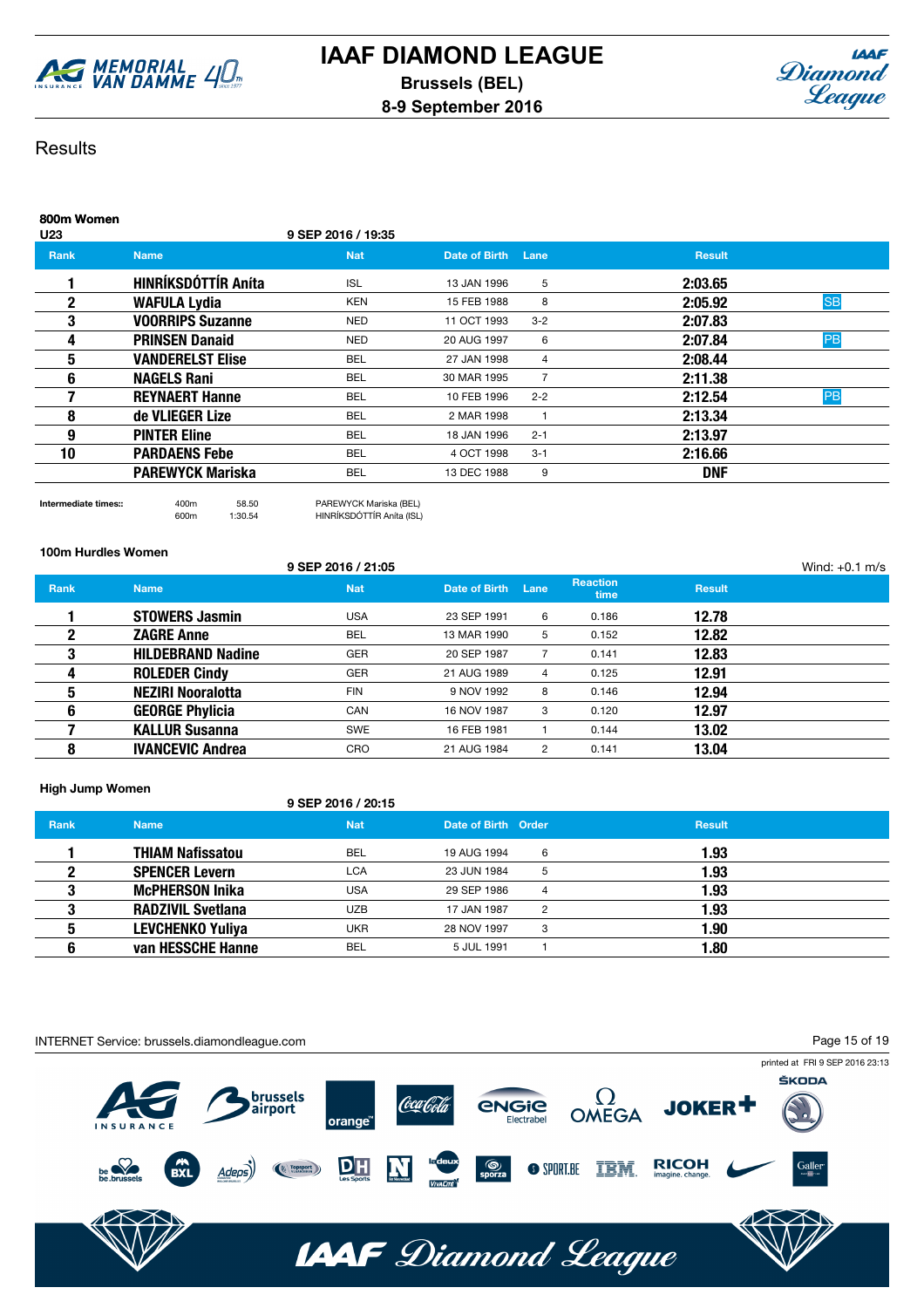# IAAF DIAMOND LEAGUE

**Brussels (BEL)**

**8-9 September 2016**

## Results

### 800m Women

U23 — 9 SEP 2016 / 19:35

| Rank | Name | Nat | Date of Birth | Lane | Result | |
|---|---|---|---|---|---|---|
| 1 | HINRÍKSDÓTTÍR Aníta | ISL | 13 JAN 1996 | 5 | 2:03.65 | |
| 2 | WAFULA Lydia | KEN | 15 FEB 1988 | 8 | 2:05.92 | SB |
| 3 | VOORRIPS Suzanne | NED | 11 OCT 1993 | 3-2 | 2:07.83 | |
| 4 | PRINSEN Danaid | NED | 20 AUG 1997 | 6 | 2:07.84 | PB |
| 5 | VANDERELST Elise | BEL | 27 JAN 1998 | 4 | 2:08.44 | |
| 6 | NAGELS Rani | BEL | 30 MAR 1995 | 7 | 2:11.38 | |
| 7 | REYNAERT Hanne | BEL | 10 FEB 1996 | 2-2 | 2:12.54 | PB |
| 8 | de VLIEGER Lize | BEL | 2 MAR 1998 | 1 | 2:13.34 | |
| 9 | PINTER Eline | BEL | 18 JAN 1996 | 2-1 | 2:13.97 | |
| 10 | PARDAENS Febe | BEL | 4 OCT 1998 | 3-1 | 2:16.66 | |
| | PAREWYCK Mariska | BEL | 13 DEC 1988 | 9 | DNF | |

Intermediate times::

| | | | |
|---|---|---|---|
| 400m | 58.50 | PAREWYCK Mariska (BEL) |
| 600m | 1:30.54 | HINRÍKSDÓTTÍR Anita (ISL) |

### 100m Hurdles Women

9 SEP 2016 / 21:05 — Wind: +0.1 m/s

| Rank | Name | Nat | Date of Birth | Lane | Reaction time | Result |
|---|---|---|---|---|---|---|
| 1 | STOWERS Jasmin | USA | 23 SEP 1991 | 6 | 0.186 | 12.78 |
| 2 | ZAGRE Anne | BEL | 13 MAR 1990 | 5 | 0.152 | 12.82 |
| 3 | HILDEBRAND Nadine | GER | 20 SEP 1987 | 7 | 0.141 | 12.83 |
| 4 | ROLEDER Cindy | GER | 21 AUG 1989 | 4 | 0.125 | 12.91 |
| 5 | NEZIRI Nooralotta | FIN | 9 NOV 1992 | 8 | 0.146 | 12.94 |
| 6 | GEORGE Phylicia | CAN | 16 NOV 1987 | 3 | 0.120 | 12.97 |
| 7 | KALLUR Susanna | SWE | 16 FEB 1981 | 1 | 0.144 | 13.02 |
| 8 | IVANCEVIC Andrea | CRO | 21 AUG 1984 | 2 | 0.141 | 13.04 |

### High Jump Women

9 SEP 2016 / 20:15

| Rank | Name | Nat | Date of Birth | Order | Result |
|---|---|---|---|---|---|
| 1 | THIAM Nafissatou | BEL | 19 AUG 1994 | 6 | 1.93 |
| 2 | SPENCER Levern | LCA | 23 JUN 1984 | 5 | 1.93 |
| 3 | McPHERSON Inika | USA | 29 SEP 1986 | 4 | 1.93 |
| 3 | RADZIVIL Svetlana | UZB | 17 JAN 1987 | 2 | 1.93 |
| 5 | LEVCHENKO Yuliya | UKR | 28 NOV 1997 | 3 | 1.90 |
| 6 | van HESSCHE Hanne | BEL | 5 JUL 1991 | 1 | 1.80 |

INTERNET Service: brussels.diamondleague.com

printed at FRI 9 SEP 2016 23:13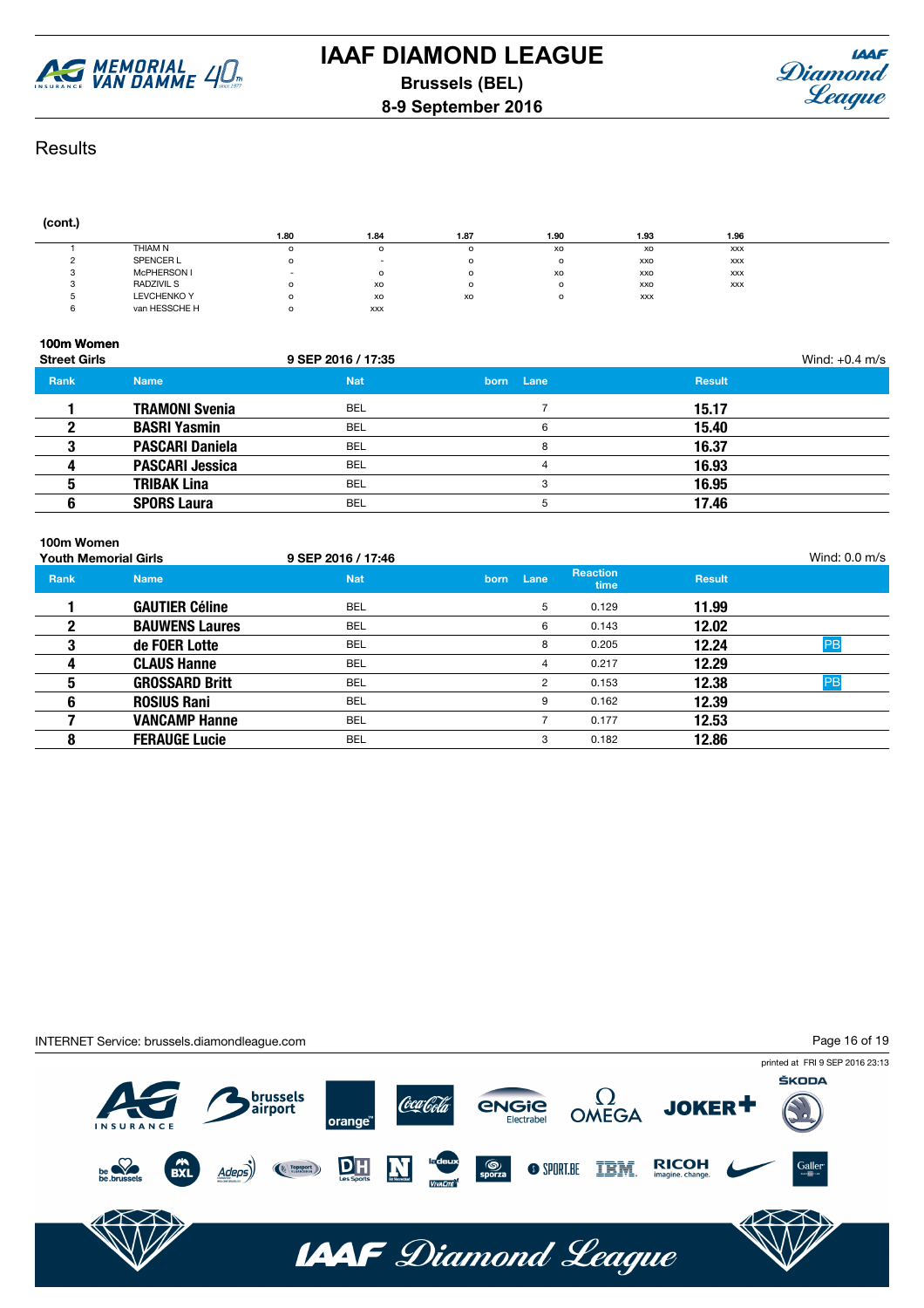## Results

**(cont.)**

| | | 1.80 | 1.84 | 1.87 | 1.90 | 1.93 | 1.96 |
|---|---|---|---|---|---|---|---|
| 1 | THIAM N | o | o | o | xo | xo | xxx |
| 2 | SPENCER L | o | - | o | o | xxo | xxx |
| 3 | McPHERSON I | - | o | o | xo | xxo | xxx |
| 3 | RADZIVIL S | o | xo | o | o | xxo | xxx |
| 5 | LEVCHENKO Y | o | xo | xo | o | xxx | |
| 6 | van HESSCHE H | o | xxx | | | | |

### 100m Women
**Street Girls** — 9 SEP 2016 / 17:35 — Wind: +0.4 m/s

| Rank | Name | Nat | born | Lane | Result |
|---|---|---|---|---|---|
| 1 | TRAMONI Svenia | BEL | | 7 | 15.17 |
| 2 | BASRI Yasmin | BEL | | 6 | 15.40 |
| 3 | PASCARI Daniela | BEL | | 8 | 16.37 |
| 4 | PASCARI Jessica | BEL | | 4 | 16.93 |
| 5 | TRIBAK Lina | BEL | | 3 | 16.95 |
| 6 | SPORS Laura | BEL | | 5 | 17.46 |

### 100m Women
**Youth Memorial Girls** — 9 SEP 2016 / 17:46 — Wind: 0.0 m/s

| Rank | Name | Nat | born | Lane | Reaction time | Result | |
|---|---|---|---|---|---|---|---|
| 1 | GAUTIER Céline | BEL | | 5 | 0.129 | 11.99 | |
| 2 | BAUWENS Laures | BEL | | 6 | 0.143 | 12.02 | |
| 3 | de FOER Lotte | BEL | | 8 | 0.205 | 12.24 | PB |
| 4 | CLAUS Hanne | BEL | | 4 | 0.217 | 12.29 | |
| 5 | GROSSARD Britt | BEL | | 2 | 0.153 | 12.38 | PB |
| 6 | ROSIUS Rani | BEL | | 9 | 0.162 | 12.39 | |
| 7 | VANCAMP Hanne | BEL | | 7 | 0.177 | 12.53 | |
| 8 | FERAUGE Lucie | BEL | | 3 | 0.182 | 12.86 | |

INTERNET Service: brussels.diamondleague.com

printed at FRI 9 SEP 2016 23:13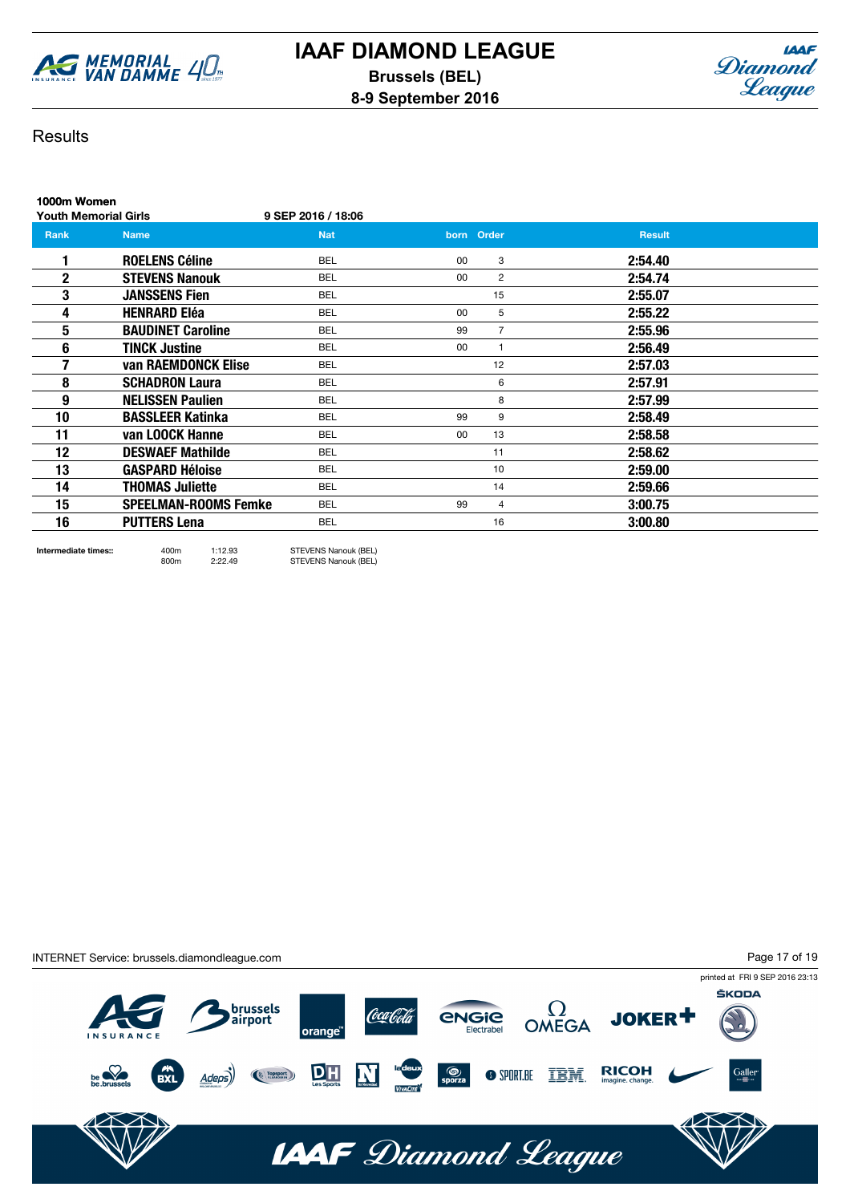# IAAF DIAMOND LEAGUE

**Brussels (BEL)**

**8-9 September 2016**

## Results

**1000m Women**

**Youth Memorial Girls** — **9 SEP 2016 / 18:06**

| Rank | Name | Nat | born | Order | Result |
|---|---|---|---|---|---|
| 1 | ROELENS Céline | BEL | 00 | 3 | 2:54.40 |
| 2 | STEVENS Nanouk | BEL | 00 | 2 | 2:54.74 |
| 3 | JANSSENS Fien | BEL | | 15 | 2:55.07 |
| 4 | HENRARD Eléa | BEL | 00 | 5 | 2:55.22 |
| 5 | BAUDINET Caroline | BEL | 99 | 7 | 2:55.96 |
| 6 | TINCK Justine | BEL | 00 | 1 | 2:56.49 |
| 7 | van RAEMDONCK Elise | BEL | | 12 | 2:57.03 |
| 8 | SCHADRON Laura | BEL | | 6 | 2:57.91 |
| 9 | NELISSEN Paulien | BEL | | 8 | 2:57.99 |
| 10 | BASSLEER Katinka | BEL | 99 | 9 | 2:58.49 |
| 11 | van LOOCK Hanne | BEL | 00 | 13 | 2:58.58 |
| 12 | DESWAEF Mathilde | BEL | | 11 | 2:58.62 |
| 13 | GASPARD Héloise | BEL | | 10 | 2:59.00 |
| 14 | THOMAS Juliette | BEL | | 14 | 2:59.66 |
| 15 | SPEELMAN-ROOMS Femke | BEL | 99 | 4 | 3:00.75 |
| 16 | PUTTERS Lena | BEL | | 16 | 3:00.80 |

**Intermediate times::**

| | | |
|---|---|---|
| 400m | 1:12.93 | STEVENS Nanouk (BEL) |
| 800m | 2:22.49 | STEVENS Nanouk (BEL) |

INTERNET Service: brussels.diamondleague.com

printed at FRI 9 SEP 2016 23:13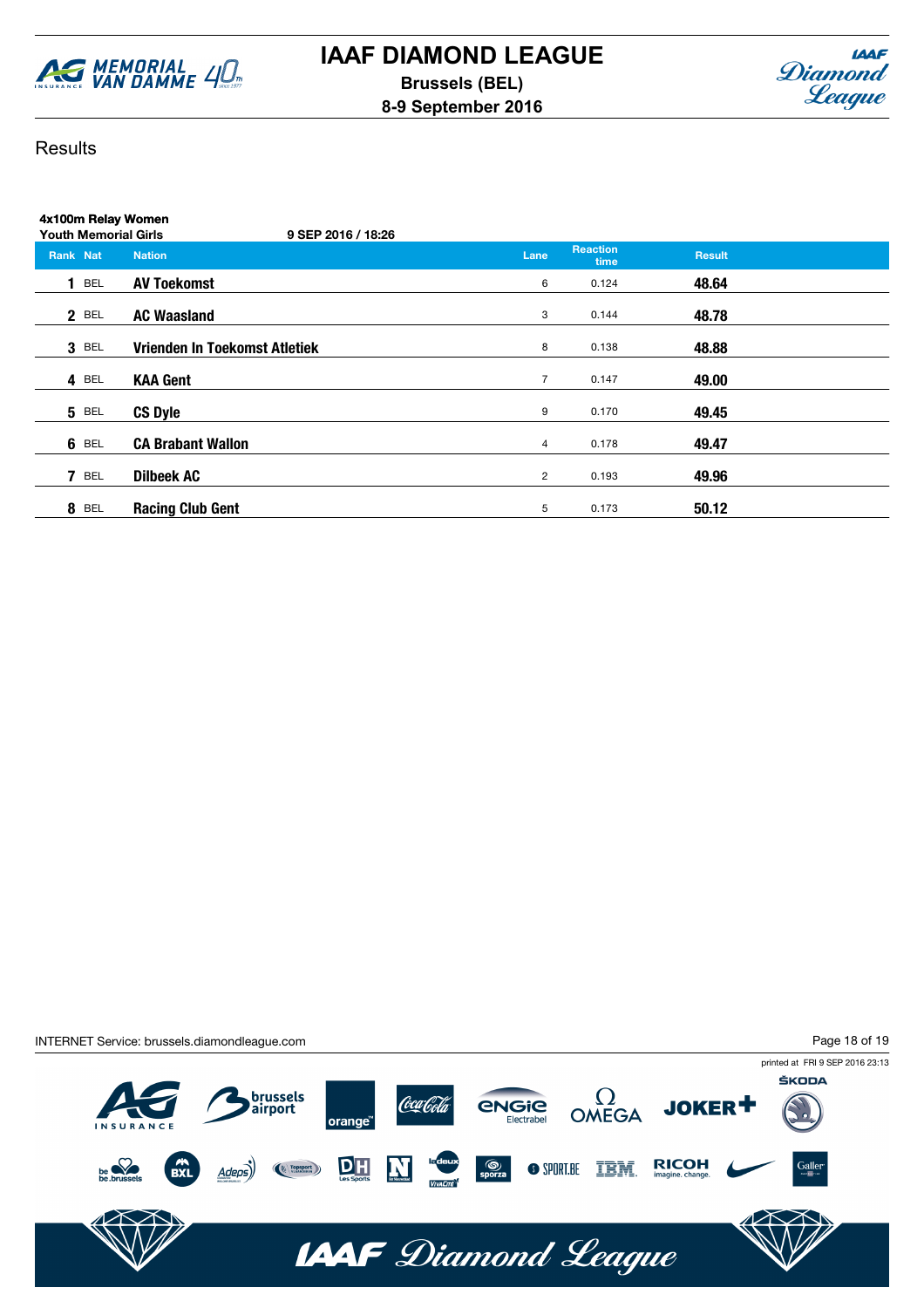## Results

**4x100m Relay Women**
**Youth Memorial Girls** **9 SEP 2016 / 18:26**

| Rank | Nat | Nation | Lane | Reaction time | Result |
|---|---|---|---|---|---|
| 1 | BEL | **AV Toekomst** | 6 | 0.124 | **48.64** |
| 2 | BEL | **AC Waasland** | 3 | 0.144 | **48.78** |
| 3 | BEL | **Vrienden In Toekomst Atletiek** | 8 | 0.138 | **48.88** |
| 4 | BEL | **KAA Gent** | 7 | 0.147 | **49.00** |
| 5 | BEL | **CS Dyle** | 9 | 0.170 | **49.45** |
| 6 | BEL | **CA Brabant Wallon** | 4 | 0.178 | **49.47** |
| 7 | BEL | **Dilbeek AC** | 2 | 0.193 | **49.96** |
| 8 | BEL | **Racing Club Gent** | 5 | 0.173 | **50.12** |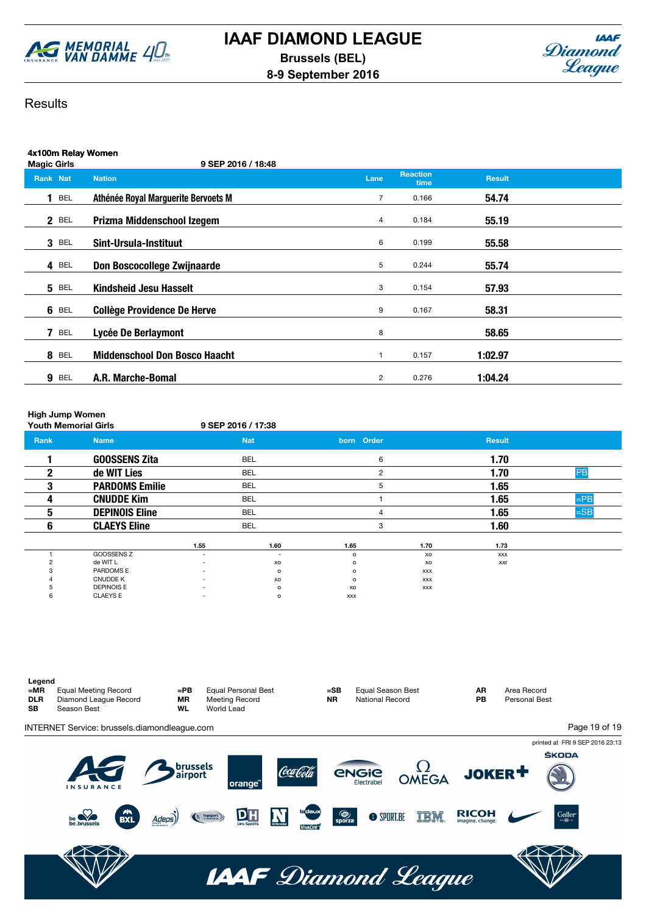# IAAF DIAMOND LEAGUE

**Brussels (BEL)**

**8-9 September 2016**

## Results

### 4x100m Relay Women

**Magic Girls** — 9 SEP 2016 / 18:48

| Rank | Nat | Nation | Lane | Reaction time | Result |
|---|---|---|---|---|---|
| 1 | BEL | Athénée Royal Marguerite Bervoets M | 7 | 0.166 | 54.74 |
| 2 | BEL | Prizma Middenschool Izegem | 4 | 0.184 | 55.19 |
| 3 | BEL | Sint-Ursula-Instituut | 6 | 0.199 | 55.58 |
| 4 | BEL | Don Boscocollege Zwijnaarde | 5 | 0.244 | 55.74 |
| 5 | BEL | Kindsheid Jesu Hasselt | 3 | 0.154 | 57.93 |
| 6 | BEL | Collège Providence De Herve | 9 | 0.167 | 58.31 |
| 7 | BEL | Lycée De Berlaymont | 8 | | 58.65 |
| 8 | BEL | Middenschool Don Bosco Haacht | 1 | 0.157 | 1:02.97 |
| 9 | BEL | A.R. Marche-Bomal | 2 | 0.276 | 1:04.24 |

### High Jump Women

**Youth Memorial Girls** — 9 SEP 2016 / 17:38

| Rank | Name | Nat | born | Order | Result | |
|---|---|---|---|---|---|---|
| 1 | GOOSSENS Zita | BEL | | 6 | 1.70 | |
| 2 | de WIT Lies | BEL | | 2 | 1.70 | PB |
| 3 | PARDOMS Emilie | BEL | | 5 | 1.65 | |
| 4 | CNUDDE Kim | BEL | | 1 | 1.65 | =PB |
| 5 | DEPINOIS Eline | BEL | | 4 | 1.65 | =SB |
| 6 | CLAEYS Eline | BEL | | 3 | 1.60 | |

| | | 1.55 | 1.60 | 1.65 | 1.70 | 1.73 |
|---|---|---|---|---|---|---|
| 1 | GOOSSENS Z | - | - | o | xo | xxx |
| 2 | de WIT L | - | xo | o | xo | xxr |
| 3 | PARDOMS E | - | o | o | xxx | |
| 4 | CNUDDE K | - | xo | o | xxx | |
| 5 | DEPINOIS E | - | o | xo | xxx | |
| 6 | CLAEYS E | - | o | xxx | | |

**Legend**

| | | | | | | | |
|---|---|---|---|---|---|---|---|
| =MR | Equal Meeting Record | =PB | Equal Personal Best | =SB | Equal Season Best | AR | Area Record |
| DLR | Diamond League Record | MR | Meeting Record | NR | National Record | PB | Personal Best |
| SB | Season Best | WL | World Lead | | | | |

INTERNET Service: brussels.diamondleague.com

printed at FRI 9 SEP 2016 23:13